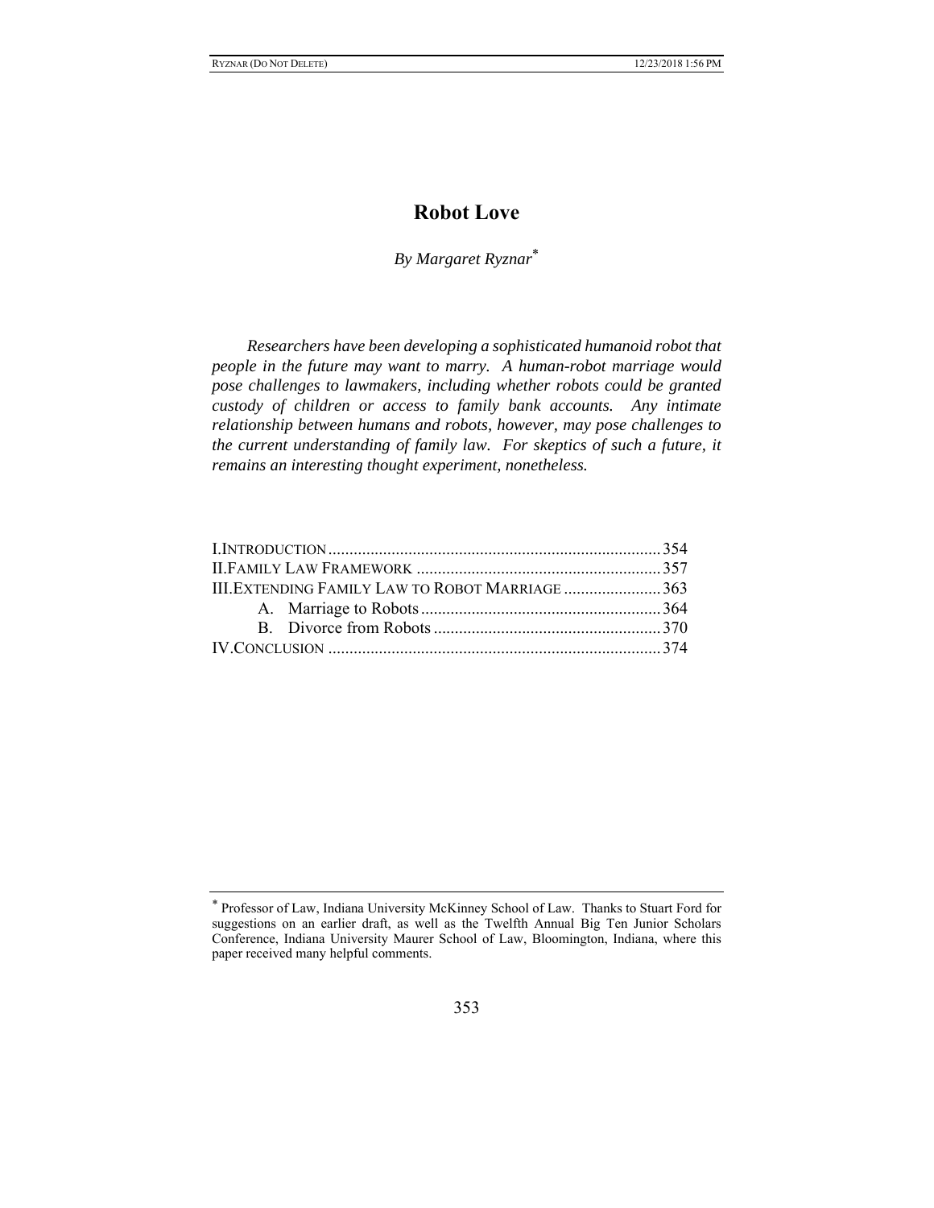# Robot Love

*By Margaret Ryznar*[*]

*Researchers have been developing a sophisticated humanoid robot that people in the future may want to marry. A human-robot marriage would pose challenges to lawmakers, including whether robots could be granted custody of children or access to family bank accounts. Any intimate relationship between humans and robots, however, may pose challenges to the current understanding of family law. For skeptics of such a future, it remains an interesting thought experiment, nonetheless.*

I. INTRODUCTION .......... 354
II. FAMILY LAW FRAMEWORK .......... 357
III. EXTENDING FAMILY LAW TO ROBOT MARRIAGE .......... 363
  A. Marriage to Robots .......... 364
  B. Divorce from Robots .......... 370
IV. CONCLUSION .......... 374

---

[*] Professor of Law, Indiana University McKinney School of Law. Thanks to Stuart Ford for suggestions on an earlier draft, as well as the Twelfth Annual Big Ten Junior Scholars Conference, Indiana University Maurer School of Law, Bloomington, Indiana, where this paper received many helpful comments.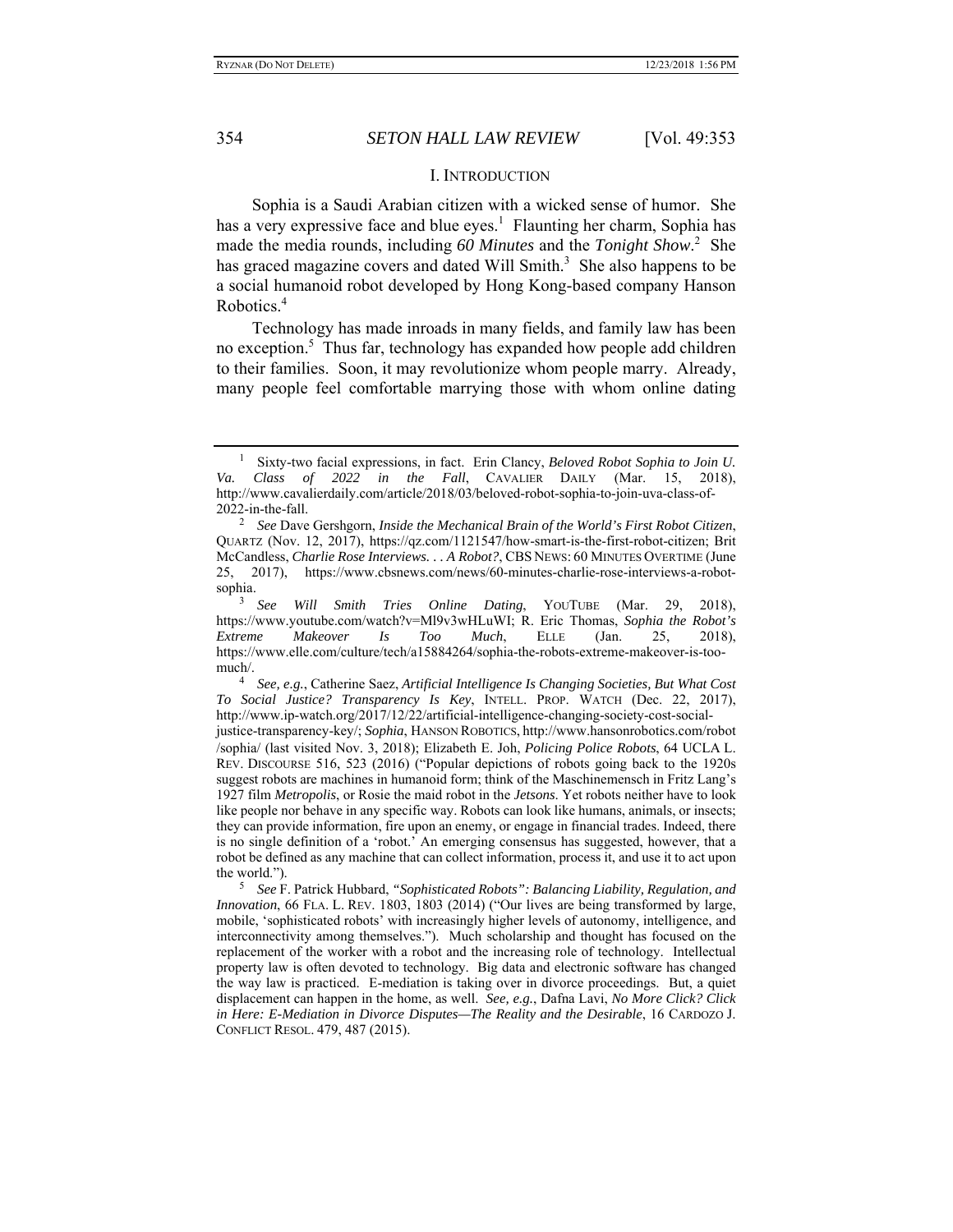## I. INTRODUCTION

Sophia is a Saudi Arabian citizen with a wicked sense of humor. She has a very expressive face and blue eyes.[1] Flaunting her charm, Sophia has made the media rounds, including *60 Minutes* and the *Tonight Show*.[2] She has graced magazine covers and dated Will Smith.[3] She also happens to be a social humanoid robot developed by Hong Kong-based company Hanson Robotics.[4]

Technology has made inroads in many fields, and family law has been no exception.[5] Thus far, technology has expanded how people add children to their families. Soon, it may revolutionize whom people marry. Already, many people feel comfortable marrying those with whom online dating

---

[1] Sixty-two facial expressions, in fact. Erin Clancy, *Beloved Robot Sophia to Join U. Va. Class of 2022 in the Fall*, CAVALIER DAILY (Mar. 15, 2018), http://www.cavalierdaily.com/article/2018/03/beloved-robot-sophia-to-join-uva-class-of-2022-in-the-fall.

[2] *See* Dave Gershgorn, *Inside the Mechanical Brain of the World's First Robot Citizen*, QUARTZ (Nov. 12, 2017), https://qz.com/1121547/how-smart-is-the-first-robot-citizen; Brit McCandless, *Charlie Rose Interviews. . . A Robot?*, CBS NEWS: 60 MINUTES OVERTIME (June 25, 2017), https://www.cbsnews.com/news/60-minutes-charlie-rose-interviews-a-robot-sophia.

[3] *See Will Smith Tries Online Dating*, YOUTUBE (Mar. 29, 2018), https://www.youtube.com/watch?v=Ml9v3wHLuWI; R. Eric Thomas, *Sophia the Robot's Extreme Makeover Is Too Much*, ELLE (Jan. 25, 2018), https://www.elle.com/culture/tech/a15884264/sophia-the-robots-extreme-makeover-is-too-much/.

[4] *See, e.g.*, Catherine Saez, *Artificial Intelligence Is Changing Societies, But What Cost To Social Justice? Transparency Is Key*, INTELL. PROP. WATCH (Dec. 22, 2017), http://www.ip-watch.org/2017/12/22/artificial-intelligence-changing-society-cost-social-justice-transparency-key/; *Sophia*, HANSON ROBOTICS, http://www.hansonrobotics.com/robot/sophia/ (last visited Nov. 3, 2018); Elizabeth E. Joh, *Policing Police Robots*, 64 UCLA L. REV. DISCOURSE 516, 523 (2016) ("Popular depictions of robots going back to the 1920s suggest robots are machines in humanoid form; think of the Maschinemensch in Fritz Lang's 1927 film *Metropolis*, or Rosie the maid robot in the *Jetsons*. Yet robots neither have to look like people nor behave in any specific way. Robots can look like humans, animals, or insects; they can provide information, fire upon an enemy, or engage in financial trades. Indeed, there is no single definition of a 'robot.' An emerging consensus has suggested, however, that a robot be defined as any machine that can collect information, process it, and use it to act upon the world.").

[5] *See* F. Patrick Hubbard, *"Sophisticated Robots": Balancing Liability, Regulation, and Innovation*, 66 FLA. L. REV. 1803, 1803 (2014) ("Our lives are being transformed by large, mobile, 'sophisticated robots' with increasingly higher levels of autonomy, intelligence, and interconnectivity among themselves."). Much scholarship and thought has focused on the replacement of the worker with a robot and the increasing role of technology. Intellectual property law is often devoted to technology. Big data and electronic software has changed the way law is practiced. E-mediation is taking over in divorce proceedings. But, a quiet displacement can happen in the home, as well. *See, e.g.*, Dafna Lavi, *No More Click? Click in Here: E-Mediation in Divorce Disputes—The Reality and the Desirable*, 16 CARDOZO J. CONFLICT RESOL. 479, 487 (2015).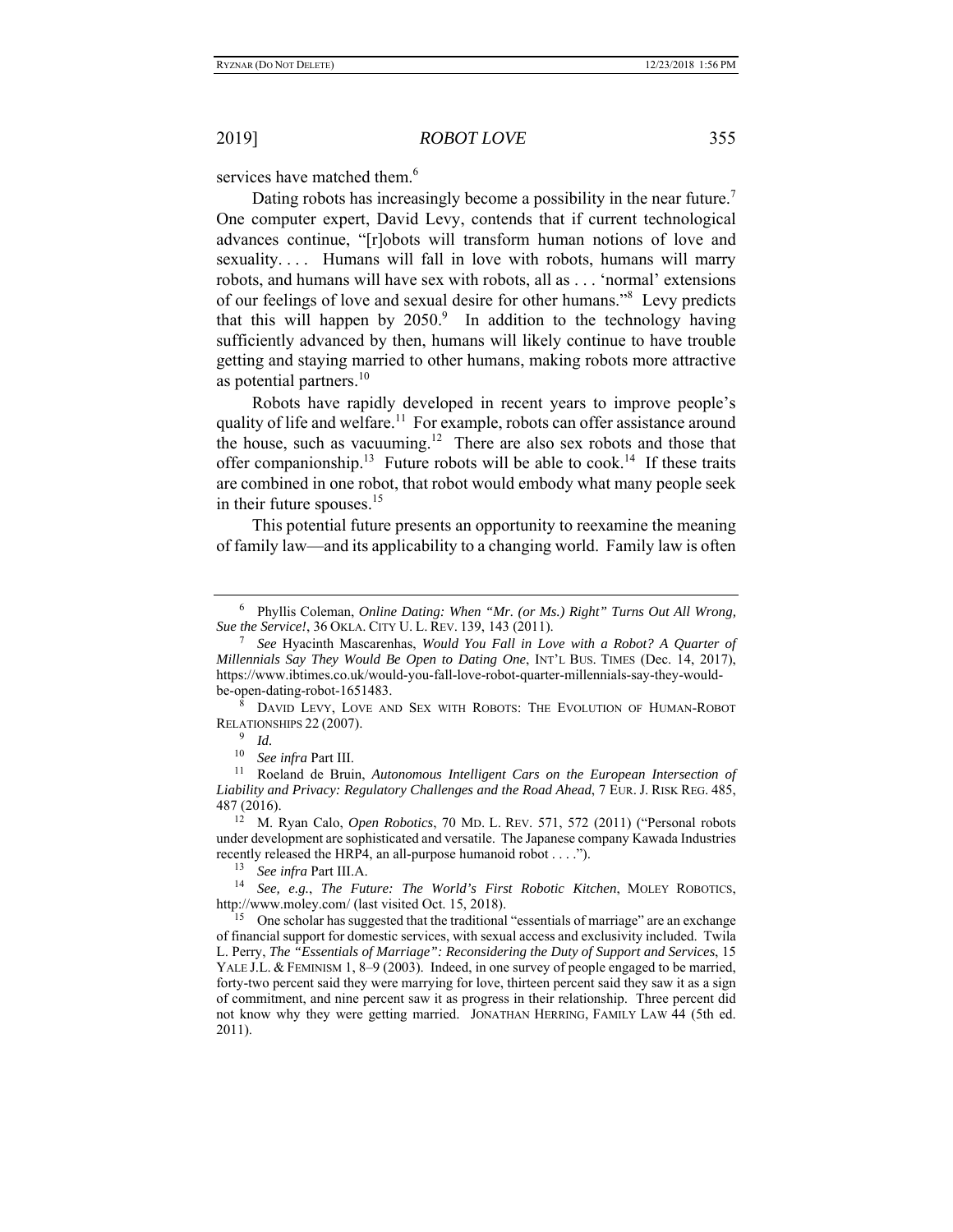services have matched them.[6]

Dating robots has increasingly become a possibility in the near future.[7] One computer expert, David Levy, contends that if current technological advances continue, "[r]obots will transform human notions of love and sexuality. . . . Humans will fall in love with robots, humans will marry robots, and humans will have sex with robots, all as . . . 'normal' extensions of our feelings of love and sexual desire for other humans."[8] Levy predicts that this will happen by 2050.[9] In addition to the technology having sufficiently advanced by then, humans will likely continue to have trouble getting and staying married to other humans, making robots more attractive as potential partners.[10]

Robots have rapidly developed in recent years to improve people's quality of life and welfare.[11] For example, robots can offer assistance around the house, such as vacuuming.[12] There are also sex robots and those that offer companionship.[13] Future robots will be able to cook.[14] If these traits are combined in one robot, that robot would embody what many people seek in their future spouses.[15]

This potential future presents an opportunity to reexamine the meaning of family law—and its applicability to a changing world. Family law is often

---

[6] Phyllis Coleman, *Online Dating: When "Mr. (or Ms.) Right" Turns Out All Wrong, Sue the Service!*, 36 OKLA. CITY U. L. REV. 139, 143 (2011).

[7] *See* Hyacinth Mascarenhas, *Would You Fall in Love with a Robot? A Quarter of Millennials Say They Would Be Open to Dating One*, INT'L BUS. TIMES (Dec. 14, 2017), https://www.ibtimes.co.uk/would-you-fall-love-robot-quarter-millennials-say-they-would-be-open-dating-robot-1651483.

[8] DAVID LEVY, LOVE AND SEX WITH ROBOTS: THE EVOLUTION OF HUMAN-ROBOT RELATIONSHIPS 22 (2007).

[9] *Id.*

[10] *See infra* Part III.

[11] Roeland de Bruin, *Autonomous Intelligent Cars on the European Intersection of Liability and Privacy: Regulatory Challenges and the Road Ahead*, 7 EUR. J. RISK REG. 485, 487 (2016).

[12] M. Ryan Calo, *Open Robotics*, 70 MD. L. REV. 571, 572 (2011) ("Personal robots under development are sophisticated and versatile. The Japanese company Kawada Industries recently released the HRP4, an all-purpose humanoid robot . . . .").

[13] *See infra* Part III.A.

[14] *See, e.g.*, *The Future: The World's First Robotic Kitchen*, MOLEY ROBOTICS, http://www.moley.com/ (last visited Oct. 15, 2018).

[15] One scholar has suggested that the traditional "essentials of marriage" are an exchange of financial support for domestic services, with sexual access and exclusivity included. Twila L. Perry, *The "Essentials of Marriage": Reconsidering the Duty of Support and Services*, 15 YALE J.L. & FEMINISM 1, 8–9 (2003). Indeed, in one survey of people engaged to be married, forty-two percent said they were marrying for love, thirteen percent said they saw it as a sign of commitment, and nine percent saw it as progress in their relationship. Three percent did not know why they were getting married. JONATHAN HERRING, FAMILY LAW 44 (5th ed. 2011).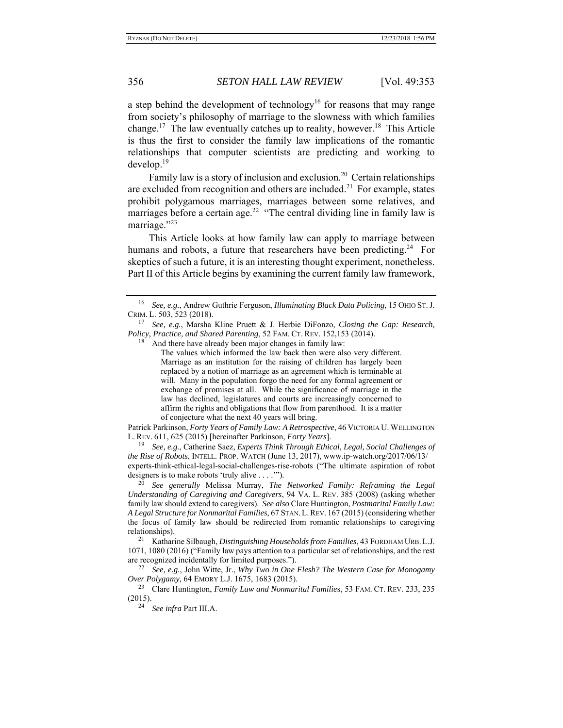a step behind the development of technology[16] for reasons that may range from society's philosophy of marriage to the slowness with which families change.[17] The law eventually catches up to reality, however.[18] This Article is thus the first to consider the family law implications of the romantic relationships that computer scientists are predicting and working to develop.[19]

Family law is a story of inclusion and exclusion.[20] Certain relationships are excluded from recognition and others are included.[21] For example, states prohibit polygamous marriages, marriages between some relatives, and marriages before a certain age.[22] "The central dividing line in family law is marriage."[23]

This Article looks at how family law can apply to marriage between humans and robots, a future that researchers have been predicting.[24] For skeptics of such a future, it is an interesting thought experiment, nonetheless. Part II of this Article begins by examining the current family law framework,

---

[16] *See, e.g.*, Andrew Guthrie Ferguson, *Illuminating Black Data Policing*, 15 OHIO ST. J. CRIM. L. 503, 523 (2018).

[17] *See, e.g.*, Marsha Kline Pruett & J. Herbie DiFonzo, *Closing the Gap: Research, Policy, Practice, and Shared Parenting*, 52 FAM. CT. REV. 152,153 (2014).

[18] And there have already been major changes in family law:

> The values which informed the law back then were also very different. Marriage as an institution for the raising of children has largely been replaced by a notion of marriage as an agreement which is terminable at will. Many in the population forgo the need for any formal agreement or exchange of promises at all. While the significance of marriage in the law has declined, legislatures and courts are increasingly concerned to affirm the rights and obligations that flow from parenthood. It is a matter of conjecture what the next 40 years will bring.

Patrick Parkinson, *Forty Years of Family Law: A Retrospective*, 46 VICTORIA U. WELLINGTON L. REV. 611, 625 (2015) [hereinafter Parkinson, *Forty Years*].

[19] *See, e.g.*, Catherine Saez, *Experts Think Through Ethical, Legal, Social Challenges of the Rise of Robots*, INTELL. PROP. WATCH (June 13, 2017), www.ip-watch.org/2017/06/13/experts-think-ethical-legal-social-challenges-rise-robots ("The ultimate aspiration of robot designers is to make robots 'truly alive . . . .'").

[20] *See generally* Melissa Murray, *The Networked Family: Reframing the Legal Understanding of Caregiving and Caregivers*, 94 VA. L. REV. 385 (2008) (asking whether family law should extend to caregivers). *See also* Clare Huntington, *Postmarital Family Law: A Legal Structure for Nonmarital Families*, 67 STAN. L. REV. 167 (2015) (considering whether the focus of family law should be redirected from romantic relationships to caregiving relationships).

[21] Katharine Silbaugh, *Distinguishing Households from Families*, 43 FORDHAM URB. L.J. 1071, 1080 (2016) ("Family law pays attention to a particular set of relationships, and the rest are recognized incidentally for limited purposes.").

[22] *See, e.g.*, John Witte, Jr., *Why Two in One Flesh? The Western Case for Monogamy Over Polygamy*, 64 EMORY L.J. 1675, 1683 (2015).

[23] Clare Huntington, *Family Law and Nonmarital Families*, 53 FAM. CT. REV. 233, 235 (2015).

[24] *See infra* Part III.A.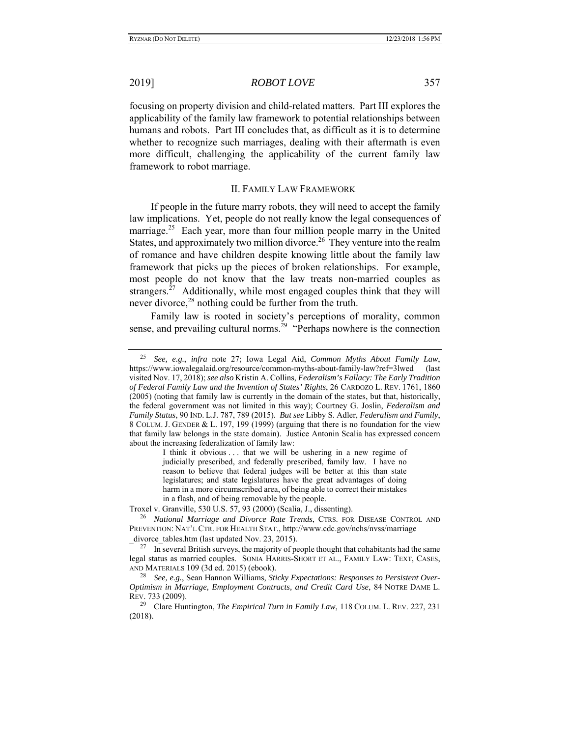focusing on property division and child-related matters. Part III explores the applicability of the family law framework to potential relationships between humans and robots. Part III concludes that, as difficult as it is to determine whether to recognize such marriages, dealing with their aftermath is even more difficult, challenging the applicability of the current family law framework to robot marriage.

## II. FAMILY LAW FRAMEWORK

If people in the future marry robots, they will need to accept the family law implications. Yet, people do not really know the legal consequences of marriage.[25] Each year, more than four million people marry in the United States, and approximately two million divorce.[26] They venture into the realm of romance and have children despite knowing little about the family law framework that picks up the pieces of broken relationships. For example, most people do not know that the law treats non-married couples as strangers.[27] Additionally, while most engaged couples think that they will never divorce,[28] nothing could be further from the truth.

Family law is rooted in society's perceptions of morality, common sense, and prevailing cultural norms.[29] "Perhaps nowhere is the connection

---

[25] *See, e.g.*, *infra* note 27; Iowa Legal Aid, *Common Myths About Family Law*, https://www.iowalegalaid.org/resource/common-myths-about-family-law?ref=3lwed (last visited Nov. 17, 2018); *see also* Kristin A. Collins, *Federalism's Fallacy: The Early Tradition of Federal Family Law and the Invention of States' Rights*, 26 CARDOZO L. REV. 1761, 1860 (2005) (noting that family law is currently in the domain of the states, but that, historically, the federal government was not limited in this way); Courtney G. Joslin, *Federalism and Family Status*, 90 IND. L.J. 787, 789 (2015). *But see* Libby S. Adler, *Federalism and Family*, 8 COLUM. J. GENDER & L. 197, 199 (1999) (arguing that there is no foundation for the view that family law belongs in the state domain). Justice Antonin Scalia has expressed concern about the increasing federalization of family law:

> I think it obvious . . . that we will be ushering in a new regime of judicially prescribed, and federally prescribed, family law. I have no reason to believe that federal judges will be better at this than state legislatures; and state legislatures have the great advantages of doing harm in a more circumscribed area, of being able to correct their mistakes in a flash, and of being removable by the people.

Troxel v. Granville, 530 U.S. 57, 93 (2000) (Scalia, J., dissenting).

[26] *National Marriage and Divorce Rate Trends*, CTRS. FOR DISEASE CONTROL AND PREVENTION: NAT'L CTR. FOR HEALTH STAT., http://www.cdc.gov/nchs/nvss/marriage_divorce_tables.htm (last updated Nov. 23, 2015).

[27] In several British surveys, the majority of people thought that cohabitants had the same legal status as married couples. SONIA HARRIS-SHORT ET AL., FAMILY LAW: TEXT, CASES, AND MATERIALS 109 (3d ed. 2015) (ebook).

[28] *See, e.g.*, Sean Hannon Williams, *Sticky Expectations: Responses to Persistent Over-Optimism in Marriage, Employment Contracts, and Credit Card Use*, 84 NOTRE DAME L. REV. 733 (2009).

[29] Clare Huntington, *The Empirical Turn in Family Law*, 118 COLUM. L. REV. 227, 231 (2018).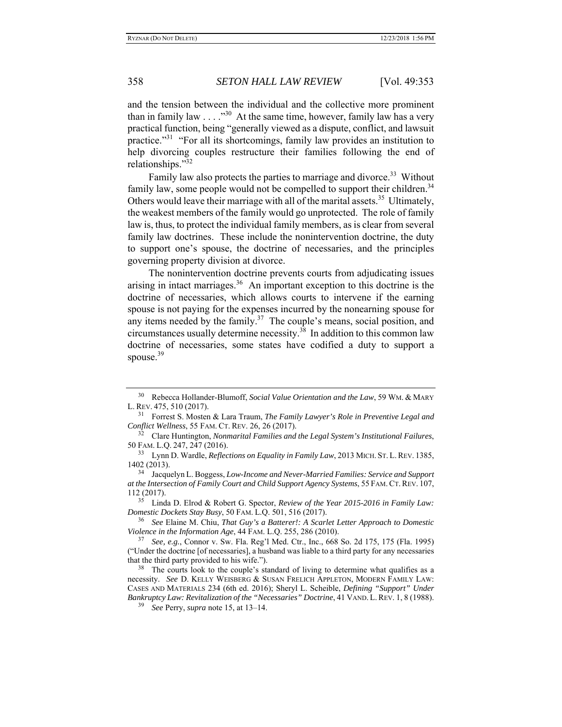and the tension between the individual and the collective more prominent than in family law . . . ."[30] At the same time, however, family law has a very practical function, being "generally viewed as a dispute, conflict, and lawsuit practice."[31] "For all its shortcomings, family law provides an institution to help divorcing couples restructure their families following the end of relationships."[32]

Family law also protects the parties to marriage and divorce.[33] Without family law, some people would not be compelled to support their children.[34] Others would leave their marriage with all of the marital assets.[35] Ultimately, the weakest members of the family would go unprotected. The role of family law is, thus, to protect the individual family members, as is clear from several family law doctrines. These include the nonintervention doctrine, the duty to support one's spouse, the doctrine of necessaries, and the principles governing property division at divorce.

The nonintervention doctrine prevents courts from adjudicating issues arising in intact marriages.[36] An important exception to this doctrine is the doctrine of necessaries, which allows courts to intervene if the earning spouse is not paying for the expenses incurred by the nonearning spouse for any items needed by the family.[37] The couple's means, social position, and circumstances usually determine necessity.[38] In addition to this common law doctrine of necessaries, some states have codified a duty to support a spouse.[39]

---

[30] Rebecca Hollander-Blumoff, *Social Value Orientation and the Law*, 59 WM. & MARY L. REV. 475, 510 (2017).

[31] Forrest S. Mosten & Lara Traum, *The Family Lawyer's Role in Preventive Legal and Conflict Wellness*, 55 FAM. CT. REV. 26, 26 (2017).

[32] Clare Huntington, *Nonmarital Families and the Legal System's Institutional Failures*, 50 FAM. L.Q. 247, 247 (2016).

[33] Lynn D. Wardle, *Reflections on Equality in Family Law*, 2013 MICH. ST. L. REV. 1385, 1402 (2013).

[34] Jacquelyn L. Boggess, *Low-Income and Never-Married Families: Service and Support at the Intersection of Family Court and Child Support Agency Systems*, 55 FAM. CT. REV. 107, 112 (2017).

[35] Linda D. Elrod & Robert G. Spector, *Review of the Year 2015-2016 in Family Law: Domestic Dockets Stay Busy*, 50 FAM. L.Q. 501, 516 (2017).

[36] *See* Elaine M. Chiu, *That Guy's a Batterer!: A Scarlet Letter Approach to Domestic Violence in the Information Age*, 44 FAM. L.Q. 255, 286 (2010).

[37] *See, e.g.*, Connor v. Sw. Fla. Reg'l Med. Ctr., Inc., 668 So. 2d 175, 175 (Fla. 1995) ("Under the doctrine [of necessaries], a husband was liable to a third party for any necessaries that the third party provided to his wife.").

[38] The courts look to the couple's standard of living to determine what qualifies as a necessity. *See* D. KELLY WEISBERG & SUSAN FRELICH APPLETON, MODERN FAMILY LAW: CASES AND MATERIALS 234 (6th ed. 2016); Sheryl L. Scheible, *Defining "Support" Under Bankruptcy Law: Revitalization of the "Necessaries" Doctrine*, 41 VAND. L. REV. 1, 8 (1988).

[39] *See* Perry, *supra* note 15, at 13–14.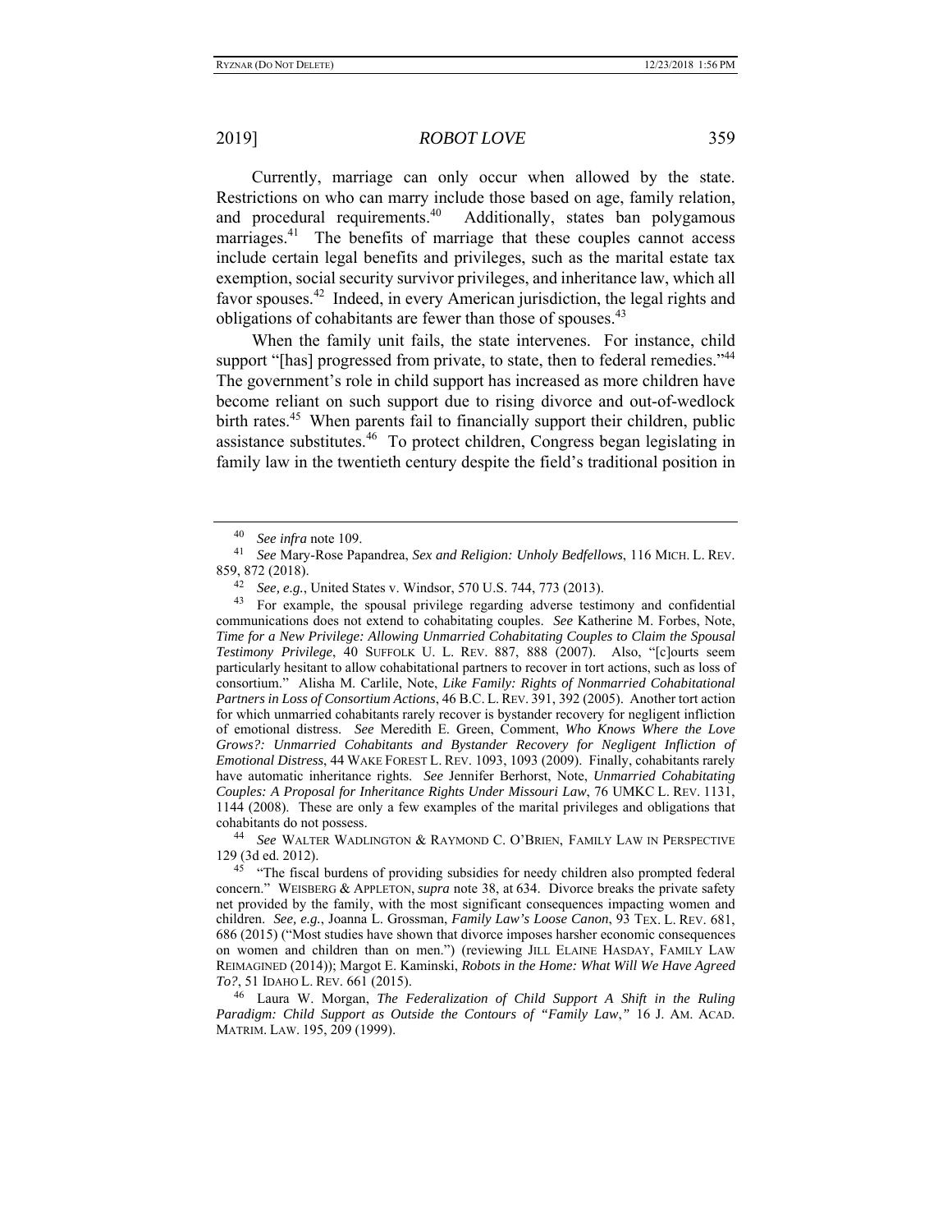Currently, marriage can only occur when allowed by the state. Restrictions on who can marry include those based on age, family relation, and procedural requirements.[40] Additionally, states ban polygamous marriages.[41] The benefits of marriage that these couples cannot access include certain legal benefits and privileges, such as the marital estate tax exemption, social security survivor privileges, and inheritance law, which all favor spouses.[42] Indeed, in every American jurisdiction, the legal rights and obligations of cohabitants are fewer than those of spouses.[43]

When the family unit fails, the state intervenes. For instance, child support "[has] progressed from private, to state, then to federal remedies."[44] The government's role in child support has increased as more children have become reliant on such support due to rising divorce and out-of-wedlock birth rates.[45] When parents fail to financially support their children, public assistance substitutes.[46] To protect children, Congress began legislating in family law in the twentieth century despite the field's traditional position in

---

[40] *See infra* note 109.

[41] *See* Mary-Rose Papandrea, *Sex and Religion: Unholy Bedfellows*, 116 MICH. L. REV. 859, 872 (2018).

[42] *See, e.g.*, United States v. Windsor, 570 U.S. 744, 773 (2013).

[43] For example, the spousal privilege regarding adverse testimony and confidential communications does not extend to cohabitating couples. *See* Katherine M. Forbes, Note, *Time for a New Privilege: Allowing Unmarried Cohabitating Couples to Claim the Spousal Testimony Privilege*, 40 SUFFOLK U. L. REV. 887, 888 (2007). Also, "[c]ourts seem particularly hesitant to allow cohabitational partners to recover in tort actions, such as loss of consortium." Alisha M. Carlile, Note, *Like Family: Rights of Nonmarried Cohabitational Partners in Loss of Consortium Actions*, 46 B.C. L. REV. 391, 392 (2005). Another tort action for which unmarried cohabitants rarely recover is bystander recovery for negligent infliction of emotional distress. *See* Meredith E. Green, Comment, *Who Knows Where the Love Grows?: Unmarried Cohabitants and Bystander Recovery for Negligent Infliction of Emotional Distress*, 44 WAKE FOREST L. REV. 1093, 1093 (2009). Finally, cohabitants rarely have automatic inheritance rights. *See* Jennifer Berhorst, Note, *Unmarried Cohabitating Couples: A Proposal for Inheritance Rights Under Missouri Law*, 76 UMKC L. REV. 1131, 1144 (2008). These are only a few examples of the marital privileges and obligations that cohabitants do not possess.

[44] *See* WALTER WADLINGTON & RAYMOND C. O'BRIEN, FAMILY LAW IN PERSPECTIVE 129 (3d ed. 2012).

[45] "The fiscal burdens of providing subsidies for needy children also prompted federal concern." WEISBERG & APPLETON, *supra* note 38, at 634. Divorce breaks the private safety net provided by the family, with the most significant consequences impacting women and children. *See, e.g.*, Joanna L. Grossman, *Family Law's Loose Canon*, 93 TEX. L. REV. 681, 686 (2015) ("Most studies have shown that divorce imposes harsher economic consequences on women and children than on men.") (reviewing JILL ELAINE HASDAY, FAMILY LAW REIMAGINED (2014)); Margot E. Kaminski, *Robots in the Home: What Will We Have Agreed To?*, 51 IDAHO L. REV. 661 (2015).

[46] Laura W. Morgan, *The Federalization of Child Support A Shift in the Ruling Paradigm: Child Support as Outside the Contours of "Family Law*,*"* 16 J. AM. ACAD. MATRIM. LAW. 195, 209 (1999).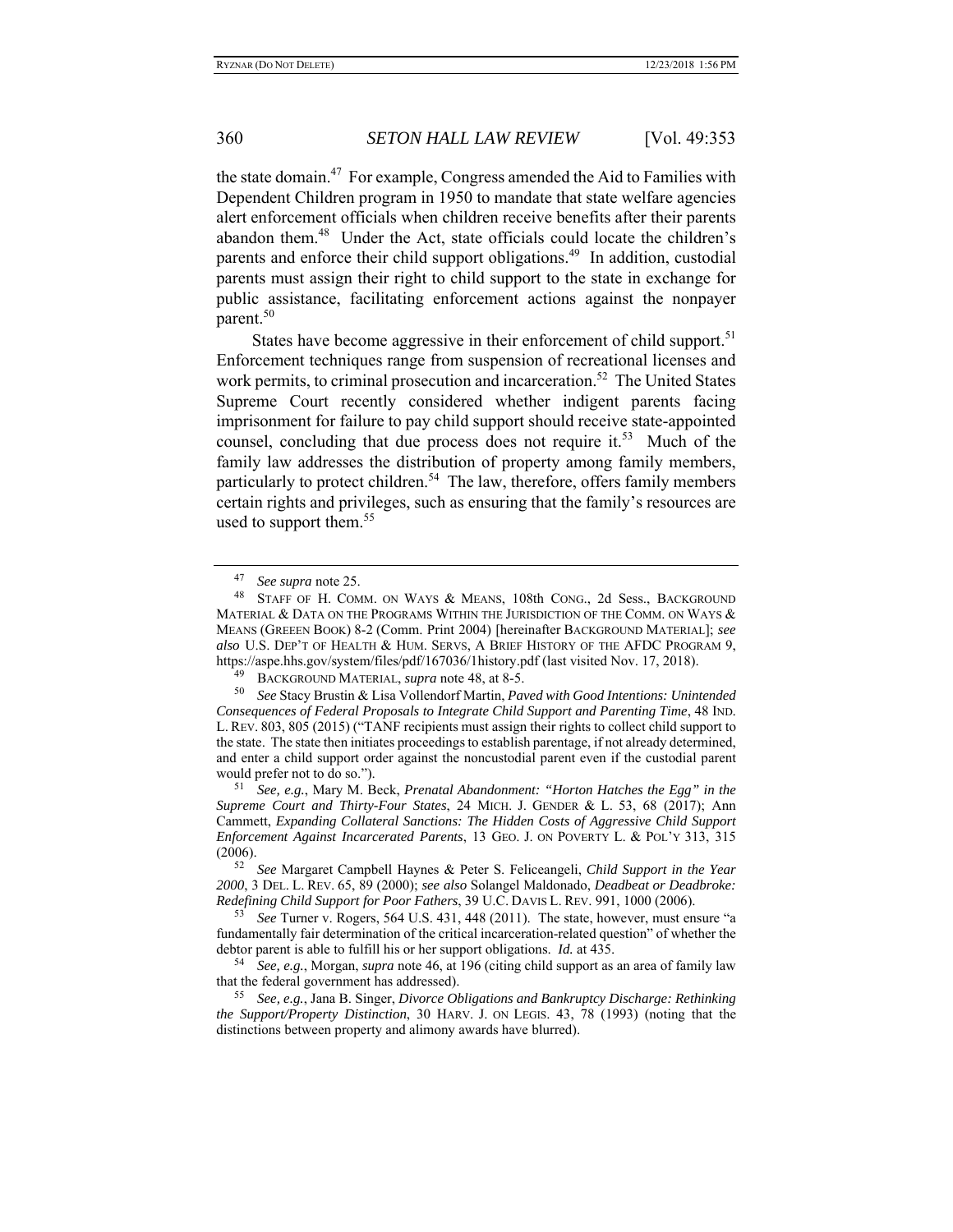the state domain.[47] For example, Congress amended the Aid to Families with Dependent Children program in 1950 to mandate that state welfare agencies alert enforcement officials when children receive benefits after their parents abandon them.[48] Under the Act, state officials could locate the children's parents and enforce their child support obligations.[49] In addition, custodial parents must assign their right to child support to the state in exchange for public assistance, facilitating enforcement actions against the nonpayer parent.[50]

States have become aggressive in their enforcement of child support.[51] Enforcement techniques range from suspension of recreational licenses and work permits, to criminal prosecution and incarceration.[52] The United States Supreme Court recently considered whether indigent parents facing imprisonment for failure to pay child support should receive state-appointed counsel, concluding that due process does not require it.[53] Much of the family law addresses the distribution of property among family members, particularly to protect children.[54] The law, therefore, offers family members certain rights and privileges, such as ensuring that the family's resources are used to support them.[55]

---

[47] *See supra* note 25.

[48] STAFF OF H. COMM. ON WAYS & MEANS, 108th CONG., 2d Sess., BACKGROUND MATERIAL & DATA ON THE PROGRAMS WITHIN THE JURISDICTION OF THE COMM. ON WAYS & MEANS (GREEEN BOOK) 8-2 (Comm. Print 2004) [hereinafter BACKGROUND MATERIAL]; *see also* U.S. DEP'T OF HEALTH & HUM. SERVS, A BRIEF HISTORY OF THE AFDC PROGRAM 9, https://aspe.hhs.gov/system/files/pdf/167036/1history.pdf (last visited Nov. 17, 2018).

[49] BACKGROUND MATERIAL, *supra* note 48, at 8-5.

[50] *See* Stacy Brustin & Lisa Vollendorf Martin, *Paved with Good Intentions: Unintended Consequences of Federal Proposals to Integrate Child Support and Parenting Time*, 48 IND. L. REV. 803, 805 (2015) ("TANF recipients must assign their rights to collect child support to the state. The state then initiates proceedings to establish parentage, if not already determined, and enter a child support order against the noncustodial parent even if the custodial parent would prefer not to do so.").

[51] *See, e.g.*, Mary M. Beck, *Prenatal Abandonment: "Horton Hatches the Egg" in the Supreme Court and Thirty-Four States*, 24 MICH. J. GENDER & L. 53, 68 (2017); Ann Cammett, *Expanding Collateral Sanctions: The Hidden Costs of Aggressive Child Support Enforcement Against Incarcerated Parents*, 13 GEO. J. ON POVERTY L. & POL'Y 313, 315 (2006).

[52] *See* Margaret Campbell Haynes & Peter S. Feliceangeli, *Child Support in the Year 2000*, 3 DEL. L. REV. 65, 89 (2000); *see also* Solangel Maldonado, *Deadbeat or Deadbroke: Redefining Child Support for Poor Fathers*, 39 U.C. DAVIS L. REV. 991, 1000 (2006).

[53] *See* Turner v. Rogers, 564 U.S. 431, 448 (2011). The state, however, must ensure "a fundamentally fair determination of the critical incarceration-related question" of whether the debtor parent is able to fulfill his or her support obligations. *Id.* at 435.

[54] *See, e.g.*, Morgan, *supra* note 46, at 196 (citing child support as an area of family law that the federal government has addressed).

[55] *See, e.g.*, Jana B. Singer, *Divorce Obligations and Bankruptcy Discharge: Rethinking the Support/Property Distinction*, 30 HARV. J. ON LEGIS. 43, 78 (1993) (noting that the distinctions between property and alimony awards have blurred).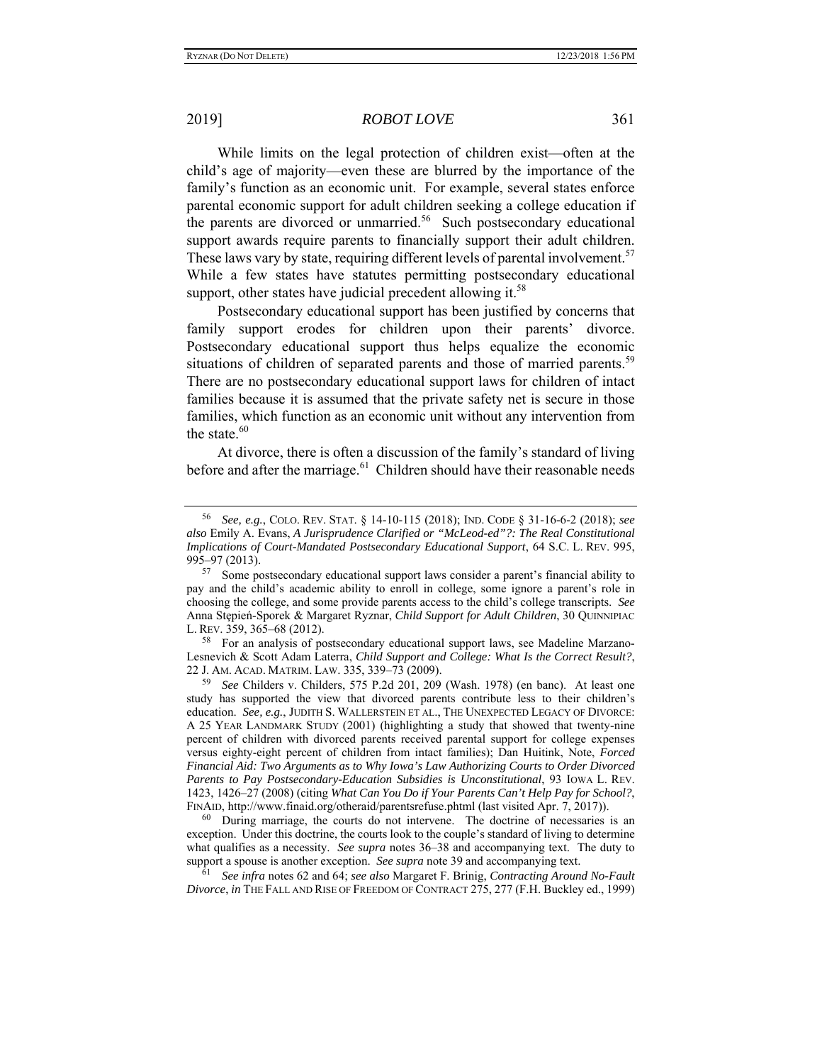While limits on the legal protection of children exist—often at the child's age of majority—even these are blurred by the importance of the family's function as an economic unit. For example, several states enforce parental economic support for adult children seeking a college education if the parents are divorced or unmarried.[56] Such postsecondary educational support awards require parents to financially support their adult children. These laws vary by state, requiring different levels of parental involvement.[57] While a few states have statutes permitting postsecondary educational support, other states have judicial precedent allowing it.[58]

Postsecondary educational support has been justified by concerns that family support erodes for children upon their parents' divorce. Postsecondary educational support thus helps equalize the economic situations of children of separated parents and those of married parents.[59] There are no postsecondary educational support laws for children of intact families because it is assumed that the private safety net is secure in those families, which function as an economic unit without any intervention from the state.[60]

At divorce, there is often a discussion of the family's standard of living before and after the marriage.[61] Children should have their reasonable needs

---

[56] *See, e.g.*, COLO. REV. STAT. § 14-10-115 (2018); IND. CODE § 31-16-6-2 (2018); *see also* Emily A. Evans, *A Jurisprudence Clarified or "McLeod-ed"?: The Real Constitutional Implications of Court-Mandated Postsecondary Educational Support*, 64 S.C. L. REV. 995, 995–97 (2013).

[57] Some postsecondary educational support laws consider a parent's financial ability to pay and the child's academic ability to enroll in college, some ignore a parent's role in choosing the college, and some provide parents access to the child's college transcripts. *See* Anna Stępień-Sporek & Margaret Ryznar, *Child Support for Adult Children*, 30 QUINNIPIAC L. REV. 359, 365–68 (2012).

[58] For an analysis of postsecondary educational support laws, see Madeline Marzano-Lesnevich & Scott Adam Laterra, *Child Support and College: What Is the Correct Result?*, 22 J. AM. ACAD. MATRIM. LAW. 335, 339–73 (2009).

[59] *See* Childers v. Childers, 575 P.2d 201, 209 (Wash. 1978) (en banc). At least one study has supported the view that divorced parents contribute less to their children's education. *See, e.g.*, JUDITH S. WALLERSTEIN ET AL., THE UNEXPECTED LEGACY OF DIVORCE: A 25 YEAR LANDMARK STUDY (2001) (highlighting a study that showed that twenty-nine percent of children with divorced parents received parental support for college expenses versus eighty-eight percent of children from intact families); Dan Huitink, Note, *Forced Financial Aid: Two Arguments as to Why Iowa's Law Authorizing Courts to Order Divorced Parents to Pay Postsecondary-Education Subsidies is Unconstitutional*, 93 IOWA L. REV. 1423, 1426–27 (2008) (citing *What Can You Do if Your Parents Can't Help Pay for School?*, FINAID, http://www.finaid.org/otheraid/parentsrefuse.phtml (last visited Apr. 7, 2017)).

[60] During marriage, the courts do not intervene. The doctrine of necessaries is an exception. Under this doctrine, the courts look to the couple's standard of living to determine what qualifies as a necessity. *See supra* notes 36–38 and accompanying text. The duty to support a spouse is another exception. *See supra* note 39 and accompanying text.

[61] *See infra* notes 62 and 64; *see also* Margaret F. Brinig, *Contracting Around No-Fault Divorce*, *in* THE FALL AND RISE OF FREEDOM OF CONTRACT 275, 277 (F.H. Buckley ed., 1999)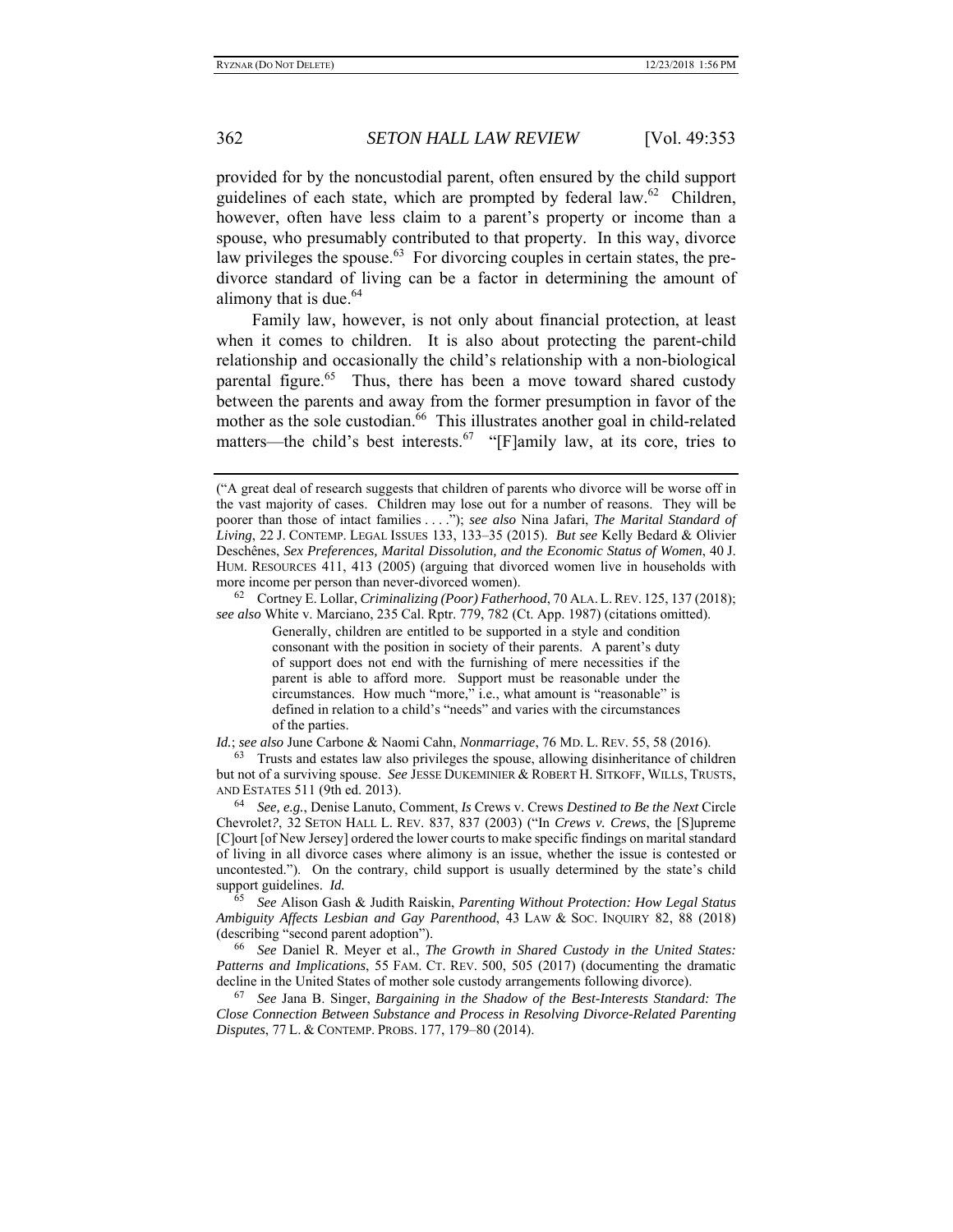provided for by the noncustodial parent, often ensured by the child support guidelines of each state, which are prompted by federal law.[62] Children, however, often have less claim to a parent's property or income than a spouse, who presumably contributed to that property. In this way, divorce law privileges the spouse.[63] For divorcing couples in certain states, the pre-divorce standard of living can be a factor in determining the amount of alimony that is due.[64]

Family law, however, is not only about financial protection, at least when it comes to children. It is also about protecting the parent-child relationship and occasionally the child's relationship with a non-biological parental figure.[65] Thus, there has been a move toward shared custody between the parents and away from the former presumption in favor of the mother as the sole custodian.[66] This illustrates another goal in child-related matters—the child's best interests.[67] "[F]amily law, at its core, tries to

---

("A great deal of research suggests that children of parents who divorce will be worse off in the vast majority of cases. Children may lose out for a number of reasons. They will be poorer than those of intact families . . . ."); *see also* Nina Jafari, *The Marital Standard of Living*, 22 J. CONTEMP. LEGAL ISSUES 133, 133–35 (2015). *But see* Kelly Bedard & Olivier Deschênes, *Sex Preferences, Marital Dissolution, and the Economic Status of Women*, 40 J. HUM. RESOURCES 411, 413 (2005) (arguing that divorced women live in households with more income per person than never-divorced women).

[62] Cortney E. Lollar, *Criminalizing (Poor) Fatherhood*, 70 ALA. L. REV. 125, 137 (2018); *see also* White v. Marciano, 235 Cal. Rptr. 779, 782 (Ct. App. 1987) (citations omitted).

> Generally, children are entitled to be supported in a style and condition consonant with the position in society of their parents. A parent's duty of support does not end with the furnishing of mere necessities if the parent is able to afford more. Support must be reasonable under the circumstances. How much "more," i.e., what amount is "reasonable" is defined in relation to a child's "needs" and varies with the circumstances of the parties.

*Id.*; *see also* June Carbone & Naomi Cahn, *Nonmarriage*, 76 MD. L. REV. 55, 58 (2016).

[63] Trusts and estates law also privileges the spouse, allowing disinheritance of children but not of a surviving spouse. *See* JESSE DUKEMINIER & ROBERT H. SITKOFF, WILLS, TRUSTS, AND ESTATES 511 (9th ed. 2013).

[64] *See, e.g.*, Denise Lanuto, Comment, *Is* Crews v. Crews *Destined to Be the Next* Circle Chevrolet*?*, 32 SETON HALL L. REV. 837, 837 (2003) ("In *Crews v. Crews*, the [S]upreme [C]ourt [of New Jersey] ordered the lower courts to make specific findings on marital standard of living in all divorce cases where alimony is an issue, whether the issue is contested or uncontested."). On the contrary, child support is usually determined by the state's child support guidelines. *Id.*

[65] *See* Alison Gash & Judith Raiskin, *Parenting Without Protection: How Legal Status Ambiguity Affects Lesbian and Gay Parenthood*, 43 LAW & SOC. INQUIRY 82, 88 (2018) (describing "second parent adoption").

[66] *See* Daniel R. Meyer et al., *The Growth in Shared Custody in the United States: Patterns and Implications*, 55 FAM. CT. REV. 500, 505 (2017) (documenting the dramatic decline in the United States of mother sole custody arrangements following divorce).

[67] *See* Jana B. Singer, *Bargaining in the Shadow of the Best-Interests Standard: The Close Connection Between Substance and Process in Resolving Divorce-Related Parenting Disputes*, 77 L. & CONTEMP. PROBS. 177, 179–80 (2014).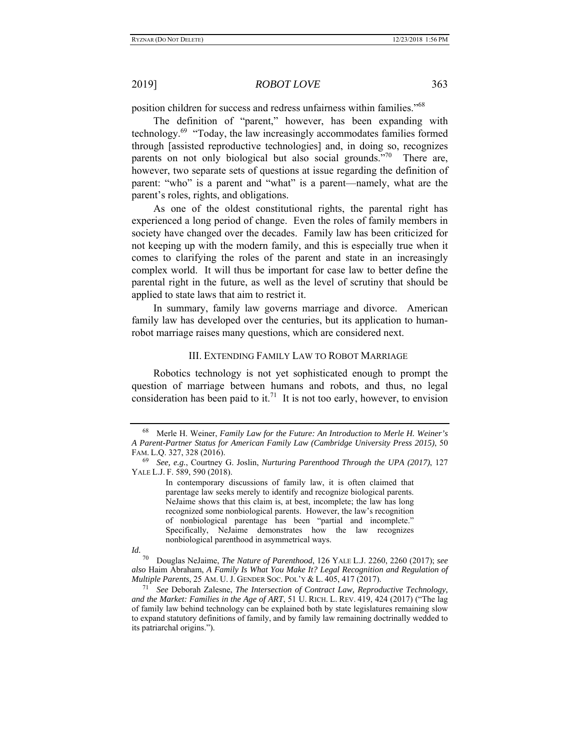position children for success and redress unfairness within families."[68]

The definition of "parent," however, has been expanding with technology.[69] "Today, the law increasingly accommodates families formed through [assisted reproductive technologies] and, in doing so, recognizes parents on not only biological but also social grounds."[70] There are, however, two separate sets of questions at issue regarding the definition of parent: "who" is a parent and "what" is a parent—namely, what are the parent's roles, rights, and obligations.

As one of the oldest constitutional rights, the parental right has experienced a long period of change. Even the roles of family members in society have changed over the decades. Family law has been criticized for not keeping up with the modern family, and this is especially true when it comes to clarifying the roles of the parent and state in an increasingly complex world. It will thus be important for case law to better define the parental right in the future, as well as the level of scrutiny that should be applied to state laws that aim to restrict it.

In summary, family law governs marriage and divorce. American family law has developed over the centuries, but its application to human-robot marriage raises many questions, which are considered next.

## III. EXTENDING FAMILY LAW TO ROBOT MARRIAGE

Robotics technology is not yet sophisticated enough to prompt the question of marriage between humans and robots, and thus, no legal consideration has been paid to it.[71] It is not too early, however, to envision

---

[68] Merle H. Weiner, *Family Law for the Future: An Introduction to Merle H. Weiner's A Parent-Partner Status for American Family Law (Cambridge University Press 2015)*, 50 FAM. L.Q. 327, 328 (2016).

[69] *See, e.g.*, Courtney G. Joslin, *Nurturing Parenthood Through the UPA (2017)*, 127 YALE L.J. F. 589, 590 (2018).

> In contemporary discussions of family law, it is often claimed that parentage law seeks merely to identify and recognize biological parents. NeJaime shows that this claim is, at best, incomplete; the law has long recognized some nonbiological parents. However, the law's recognition of nonbiological parentage has been "partial and incomplete." Specifically, NeJaime demonstrates how the law recognizes nonbiological parenthood in asymmetrical ways.

*Id.*

[70] Douglas NeJaime, *The Nature of Parenthood*, 126 YALE L.J. 2260, 2260 (2017); *see also* Haim Abraham, *A Family Is What You Make It? Legal Recognition and Regulation of Multiple Parents*, 25 AM. U. J. GENDER SOC. POL'Y & L. 405, 417 (2017).

[71] *See* Deborah Zalesne, *The Intersection of Contract Law, Reproductive Technology, and the Market: Families in the Age of ART*, 51 U. RICH. L. REV. 419, 424 (2017) ("The lag of family law behind technology can be explained both by state legislatures remaining slow to expand statutory definitions of family, and by family law remaining doctrinally wedded to its patriarchal origins.").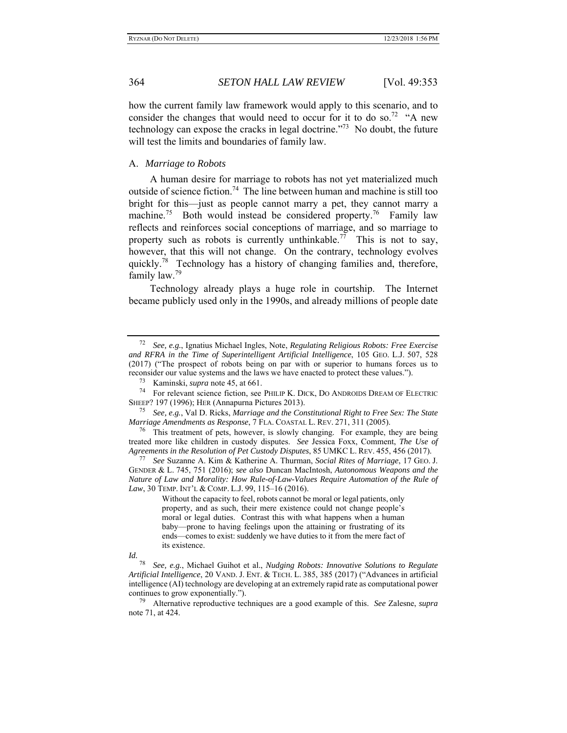how the current family law framework would apply to this scenario, and to consider the changes that would need to occur for it to do so.[72] "A new technology can expose the cracks in legal doctrine."[73] No doubt, the future will test the limits and boundaries of family law.

### A. *Marriage to Robots*

A human desire for marriage to robots has not yet materialized much outside of science fiction.[74] The line between human and machine is still too bright for this—just as people cannot marry a pet, they cannot marry a machine.[75] Both would instead be considered property.[76] Family law reflects and reinforces social conceptions of marriage, and so marriage to property such as robots is currently unthinkable.[77] This is not to say, however, that this will not change. On the contrary, technology evolves quickly.[78] Technology has a history of changing families and, therefore, family law.[79]

Technology already plays a huge role in courtship. The Internet became publicly used only in the 1990s, and already millions of people date

---

[72] *See, e.g.*, Ignatius Michael Ingles, Note, *Regulating Religious Robots: Free Exercise and RFRA in the Time of Superintelligent Artificial Intelligence*, 105 GEO. L.J. 507, 528 (2017) ("The prospect of robots being on par with or superior to humans forces us to reconsider our value systems and the laws we have enacted to protect these values.").

[73] Kaminski, *supra* note 45, at 661.

[74] For relevant science fiction, see PHILIP K. DICK, DO ANDROIDS DREAM OF ELECTRIC SHEEP? 197 (1996); HER (Annapurna Pictures 2013).

[75] *See, e.g.*, Val D. Ricks, *Marriage and the Constitutional Right to Free Sex: The State Marriage Amendments as Response*, 7 FLA. COASTAL L. REV. 271, 311 (2005).

[76] This treatment of pets, however, is slowly changing. For example, they are being treated more like children in custody disputes. *See* Jessica Foxx, Comment, *The Use of Agreements in the Resolution of Pet Custody Disputes*, 85 UMKC L. REV. 455, 456 (2017).

[77] *See* Suzanne A. Kim & Katherine A. Thurman, *Social Rites of Marriage*, 17 GEO. J. GENDER & L. 745, 751 (2016); *see also* Duncan MacIntosh, *Autonomous Weapons and the Nature of Law and Morality: How Rule-of-Law-Values Require Automation of the Rule of Law*, 30 TEMP. INT'L & COMP. L.J. 99, 115–16 (2016).

> Without the capacity to feel, robots cannot be moral or legal patients, only property, and as such, their mere existence could not change people's moral or legal duties. Contrast this with what happens when a human baby—prone to having feelings upon the attaining or frustrating of its ends—comes to exist: suddenly we have duties to it from the mere fact of its existence.

*Id.*

[78] *See, e.g.*, Michael Guihot et al., *Nudging Robots: Innovative Solutions to Regulate Artificial Intelligence*, 20 VAND. J. ENT. & TECH. L. 385, 385 (2017) ("Advances in artificial intelligence (AI) technology are developing at an extremely rapid rate as computational power continues to grow exponentially.").

[79] Alternative reproductive techniques are a good example of this. *See* Zalesne, *supra* note 71, at 424.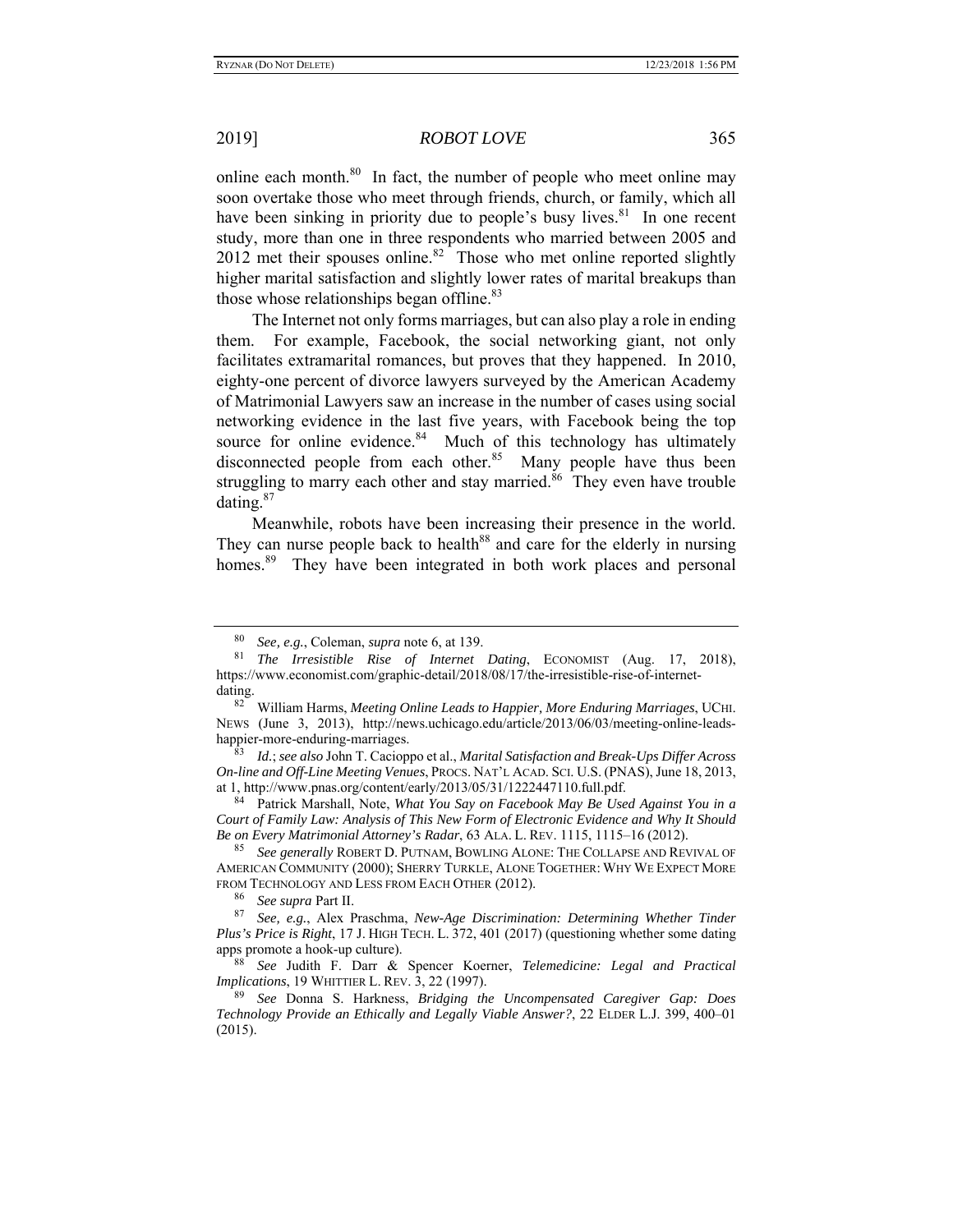online each month.[80] In fact, the number of people who meet online may soon overtake those who meet through friends, church, or family, which all have been sinking in priority due to people's busy lives.[81] In one recent study, more than one in three respondents who married between 2005 and 2012 met their spouses online.[82] Those who met online reported slightly higher marital satisfaction and slightly lower rates of marital breakups than those whose relationships began offline.[83]

The Internet not only forms marriages, but can also play a role in ending them. For example, Facebook, the social networking giant, not only facilitates extramarital romances, but proves that they happened. In 2010, eighty-one percent of divorce lawyers surveyed by the American Academy of Matrimonial Lawyers saw an increase in the number of cases using social networking evidence in the last five years, with Facebook being the top source for online evidence.[84] Much of this technology has ultimately disconnected people from each other.[85] Many people have thus been struggling to marry each other and stay married.[86] They even have trouble dating.[87]

Meanwhile, robots have been increasing their presence in the world. They can nurse people back to health[88] and care for the elderly in nursing homes.[89] They have been integrated in both work places and personal

---

[80] *See, e.g.*, Coleman, *supra* note 6, at 139.

[81] *The Irresistible Rise of Internet Dating*, ECONOMIST (Aug. 17, 2018), https://www.economist.com/graphic-detail/2018/08/17/the-irresistible-rise-of-internet-dating.

[82] William Harms, *Meeting Online Leads to Happier, More Enduring Marriages*, UCHI. NEWS (June 3, 2013), http://news.uchicago.edu/article/2013/06/03/meeting-online-leads-happier-more-enduring-marriages.

[83] *Id.*; *see also* John T. Cacioppo et al., *Marital Satisfaction and Break-Ups Differ Across On-line and Off-Line Meeting Venues*, PROCS. NAT'L ACAD. SCI. U.S. (PNAS), June 18, 2013, at 1, http://www.pnas.org/content/early/2013/05/31/1222447110.full.pdf.

[84] Patrick Marshall, Note, *What You Say on Facebook May Be Used Against You in a Court of Family Law: Analysis of This New Form of Electronic Evidence and Why It Should Be on Every Matrimonial Attorney's Radar*, 63 ALA. L. REV. 1115, 1115–16 (2012).

[85] *See generally* ROBERT D. PUTNAM, BOWLING ALONE: THE COLLAPSE AND REVIVAL OF AMERICAN COMMUNITY (2000); SHERRY TURKLE, ALONE TOGETHER: WHY WE EXPECT MORE FROM TECHNOLOGY AND LESS FROM EACH OTHER (2012).

[86] *See supra* Part II.

[87] *See, e.g.*, Alex Praschma, *New-Age Discrimination: Determining Whether Tinder Plus's Price is Right*, 17 J. HIGH TECH. L. 372, 401 (2017) (questioning whether some dating apps promote a hook-up culture).

[88] *See* Judith F. Darr & Spencer Koerner, *Telemedicine: Legal and Practical Implications*, 19 WHITTIER L. REV. 3, 22 (1997).

[89] *See* Donna S. Harkness, *Bridging the Uncompensated Caregiver Gap: Does Technology Provide an Ethically and Legally Viable Answer?*, 22 ELDER L.J. 399, 400–01 (2015).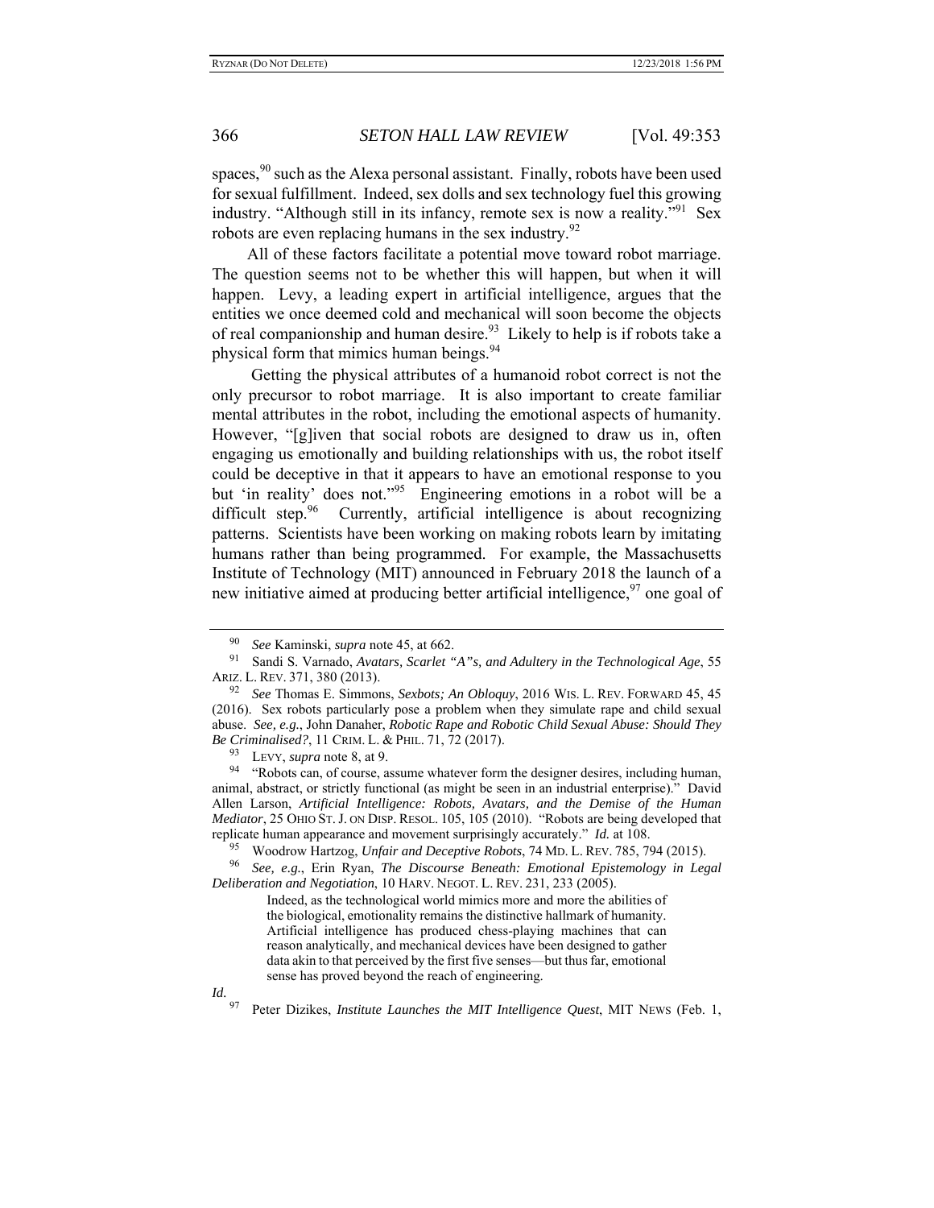spaces,[90] such as the Alexa personal assistant. Finally, robots have been used for sexual fulfillment. Indeed, sex dolls and sex technology fuel this growing industry. "Although still in its infancy, remote sex is now a reality."[91] Sex robots are even replacing humans in the sex industry.[92]

All of these factors facilitate a potential move toward robot marriage. The question seems not to be whether this will happen, but when it will happen. Levy, a leading expert in artificial intelligence, argues that the entities we once deemed cold and mechanical will soon become the objects of real companionship and human desire.[93] Likely to help is if robots take a physical form that mimics human beings.[94]

Getting the physical attributes of a humanoid robot correct is not the only precursor to robot marriage. It is also important to create familiar mental attributes in the robot, including the emotional aspects of humanity. However, "[g]iven that social robots are designed to draw us in, often engaging us emotionally and building relationships with us, the robot itself could be deceptive in that it appears to have an emotional response to you but 'in reality' does not."[95] Engineering emotions in a robot will be a difficult step.[96] Currently, artificial intelligence is about recognizing patterns. Scientists have been working on making robots learn by imitating humans rather than being programmed. For example, the Massachusetts Institute of Technology (MIT) announced in February 2018 the launch of a new initiative aimed at producing better artificial intelligence,[97] one goal of

---

[90] *See* Kaminski, *supra* note 45, at 662.

[91] Sandi S. Varnado, *Avatars, Scarlet "A"s, and Adultery in the Technological Age*, 55 ARIZ. L. REV. 371, 380 (2013).

[92] *See* Thomas E. Simmons, *Sexbots; An Obloquy*, 2016 WIS. L. REV. FORWARD 45, 45 (2016). Sex robots particularly pose a problem when they simulate rape and child sexual abuse. *See, e.g.*, John Danaher, *Robotic Rape and Robotic Child Sexual Abuse: Should They Be Criminalised?*, 11 CRIM. L. & PHIL. 71, 72 (2017).

[93] LEVY, *supra* note 8, at 9.

[94] "Robots can, of course, assume whatever form the designer desires, including human, animal, abstract, or strictly functional (as might be seen in an industrial enterprise)." David Allen Larson, *Artificial Intelligence: Robots, Avatars, and the Demise of the Human Mediator*, 25 OHIO ST. J. ON DISP. RESOL. 105, 105 (2010). "Robots are being developed that replicate human appearance and movement surprisingly accurately." *Id.* at 108.

[95] Woodrow Hartzog, *Unfair and Deceptive Robots*, 74 MD. L. REV. 785, 794 (2015).

[96] *See, e.g.*, Erin Ryan, *The Discourse Beneath: Emotional Epistemology in Legal Deliberation and Negotiation*, 10 HARV. NEGOT. L. REV. 231, 233 (2005).

> Indeed, as the technological world mimics more and more the abilities of the biological, emotionality remains the distinctive hallmark of humanity. Artificial intelligence has produced chess-playing machines that can reason analytically, and mechanical devices have been designed to gather data akin to that perceived by the first five senses—but thus far, emotional sense has proved beyond the reach of engineering.

*Id.*

[97] Peter Dizikes, *Institute Launches the MIT Intelligence Quest*, MIT NEWS (Feb. 1,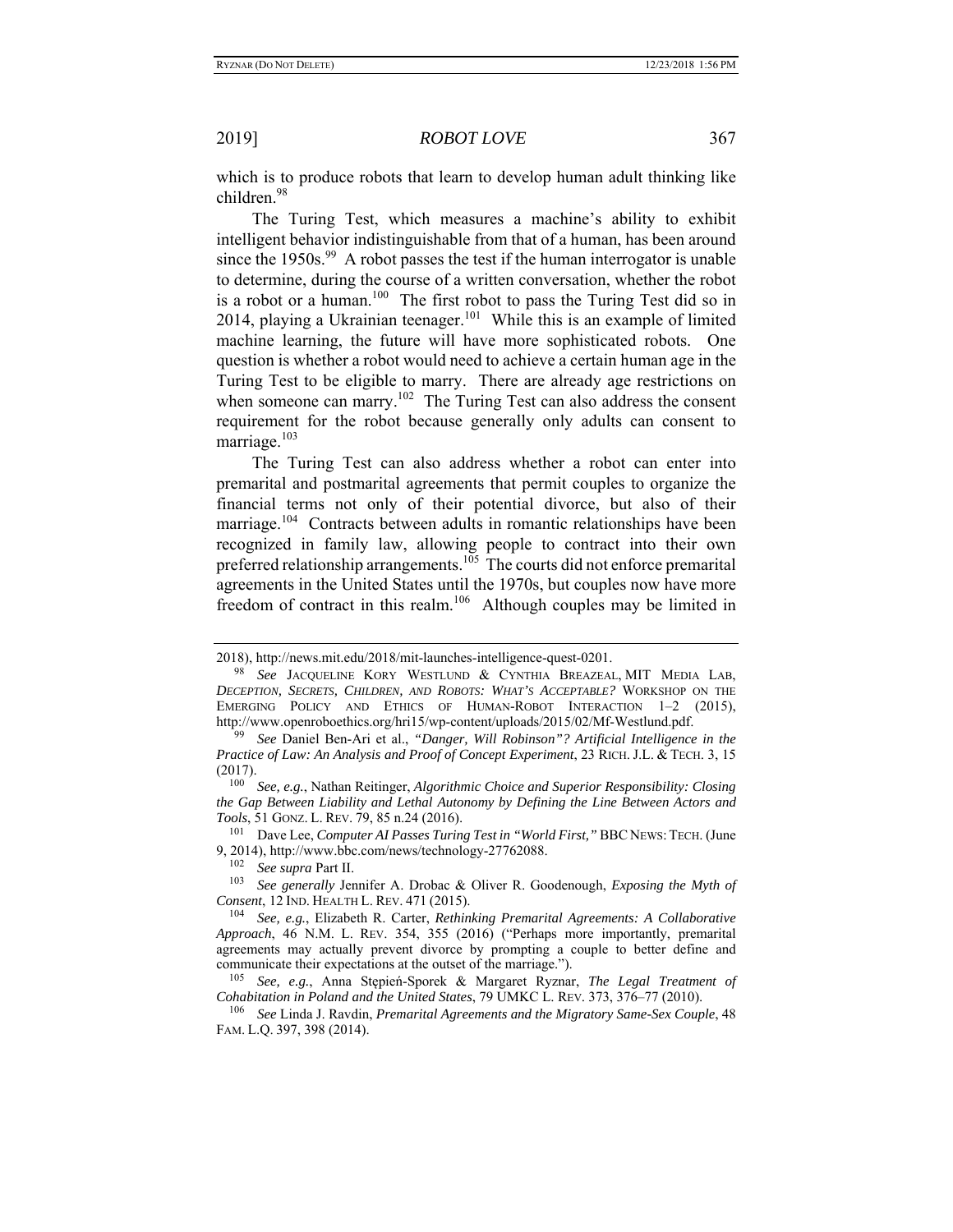which is to produce robots that learn to develop human adult thinking like children.[98]

The Turing Test, which measures a machine's ability to exhibit intelligent behavior indistinguishable from that of a human, has been around since the 1950s.[99] A robot passes the test if the human interrogator is unable to determine, during the course of a written conversation, whether the robot is a robot or a human.[100] The first robot to pass the Turing Test did so in 2014, playing a Ukrainian teenager.[101] While this is an example of limited machine learning, the future will have more sophisticated robots. One question is whether a robot would need to achieve a certain human age in the Turing Test to be eligible to marry. There are already age restrictions on when someone can marry.[102] The Turing Test can also address the consent requirement for the robot because generally only adults can consent to marriage.[103]

The Turing Test can also address whether a robot can enter into premarital and postmarital agreements that permit couples to organize the financial terms not only of their potential divorce, but also of their marriage.[104] Contracts between adults in romantic relationships have been recognized in family law, allowing people to contract into their own preferred relationship arrangements.[105] The courts did not enforce premarital agreements in the United States until the 1970s, but couples now have more freedom of contract in this realm.[106] Although couples may be limited in

---

2018), http://news.mit.edu/2018/mit-launches-intelligence-quest-0201.

[98] *See* JACQUELINE KORY WESTLUND & CYNTHIA BREAZEAL, MIT MEDIA LAB, *DECEPTION, SECRETS, CHILDREN, AND ROBOTS: WHAT'S ACCEPTABLE?* WORKSHOP ON THE EMERGING POLICY AND ETHICS OF HUMAN-ROBOT INTERACTION 1–2 (2015), http://www.openroboethics.org/hri15/wp-content/uploads/2015/02/Mf-Westlund.pdf.

[99] *See* Daniel Ben-Ari et al., *"Danger, Will Robinson"? Artificial Intelligence in the Practice of Law: An Analysis and Proof of Concept Experiment*, 23 RICH. J.L. & TECH. 3, 15 (2017).

[100] *See, e.g.*, Nathan Reitinger, *Algorithmic Choice and Superior Responsibility: Closing the Gap Between Liability and Lethal Autonomy by Defining the Line Between Actors and Tools*, 51 GONZ. L. REV. 79, 85 n.24 (2016).

[101] Dave Lee, *Computer AI Passes Turing Test in "World First,"* BBC NEWS: TECH. (June 9, 2014), http://www.bbc.com/news/technology-27762088.

[102] *See supra* Part II.

[103] *See generally* Jennifer A. Drobac & Oliver R. Goodenough, *Exposing the Myth of Consent*, 12 IND. HEALTH L. REV. 471 (2015).

[104] *See, e.g.*, Elizabeth R. Carter, *Rethinking Premarital Agreements: A Collaborative Approach*, 46 N.M. L. REV. 354, 355 (2016) ("Perhaps more importantly, premarital agreements may actually prevent divorce by prompting a couple to better define and communicate their expectations at the outset of the marriage.").

[105] *See, e.g.*, Anna Stępień-Sporek & Margaret Ryznar, *The Legal Treatment of Cohabitation in Poland and the United States*, 79 UMKC L. REV. 373, 376–77 (2010).

[106] *See* Linda J. Ravdin, *Premarital Agreements and the Migratory Same-Sex Couple*, 48 FAM. L.Q. 397, 398 (2014).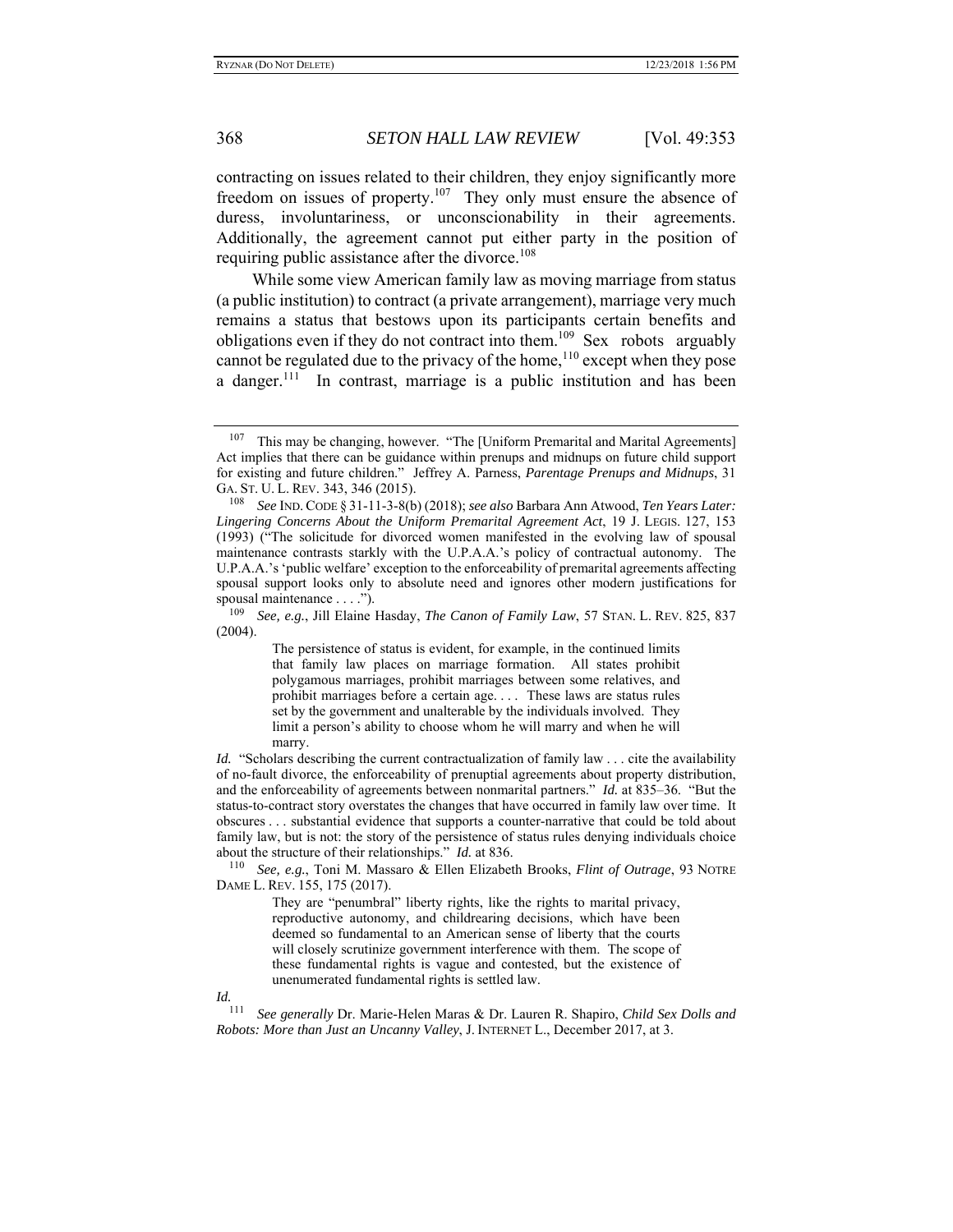contracting on issues related to their children, they enjoy significantly more freedom on issues of property.[107] They only must ensure the absence of duress, involuntariness, or unconscionability in their agreements. Additionally, the agreement cannot put either party in the position of requiring public assistance after the divorce.[108]

While some view American family law as moving marriage from status (a public institution) to contract (a private arrangement), marriage very much remains a status that bestows upon its participants certain benefits and obligations even if they do not contract into them.[109] Sex robots arguably cannot be regulated due to the privacy of the home,[110] except when they pose a danger.[111] In contrast, marriage is a public institution and has been

---

[107] This may be changing, however. "The [Uniform Premarital and Marital Agreements] Act implies that there can be guidance within prenups and midnups on future child support for existing and future children." Jeffrey A. Parness, *Parentage Prenups and Midnups*, 31 GA. ST. U. L. REV. 343, 346 (2015).

[108] *See* IND. CODE § 31-11-3-8(b) (2018); *see also* Barbara Ann Atwood, *Ten Years Later: Lingering Concerns About the Uniform Premarital Agreement Act*, 19 J. LEGIS. 127, 153 (1993) ("The solicitude for divorced women manifested in the evolving law of spousal maintenance contrasts starkly with the U.P.A.A.'s policy of contractual autonomy. The U.P.A.A.'s 'public welfare' exception to the enforceability of premarital agreements affecting spousal support looks only to absolute need and ignores other modern justifications for spousal maintenance . . . .").

[109] *See, e.g.*, Jill Elaine Hasday, *The Canon of Family Law*, 57 STAN. L. REV. 825, 837 (2004).

> The persistence of status is evident, for example, in the continued limits that family law places on marriage formation. All states prohibit polygamous marriages, prohibit marriages between some relatives, and prohibit marriages before a certain age. . . . These laws are status rules set by the government and unalterable by the individuals involved. They limit a person's ability to choose whom he will marry and when he will marry.

*Id.* "Scholars describing the current contractualization of family law . . . cite the availability of no-fault divorce, the enforceability of prenuptial agreements about property distribution, and the enforceability of agreements between nonmarital partners." *Id.* at 835–36. "But the status-to-contract story overstates the changes that have occurred in family law over time. It obscures . . . substantial evidence that supports a counter-narrative that could be told about family law, but is not: the story of the persistence of status rules denying individuals choice about the structure of their relationships." *Id.* at 836.

[110] *See, e.g.*, Toni M. Massaro & Ellen Elizabeth Brooks, *Flint of Outrage*, 93 NOTRE DAME L. REV. 155, 175 (2017).

> They are "penumbral" liberty rights, like the rights to marital privacy, reproductive autonomy, and childrearing decisions, which have been deemed so fundamental to an American sense of liberty that the courts will closely scrutinize government interference with them. The scope of these fundamental rights is vague and contested, but the existence of unenumerated fundamental rights is settled law.

*Id.*

[111] *See generally* Dr. Marie-Helen Maras & Dr. Lauren R. Shapiro, *Child Sex Dolls and Robots: More than Just an Uncanny Valley*, J. INTERNET L., December 2017, at 3.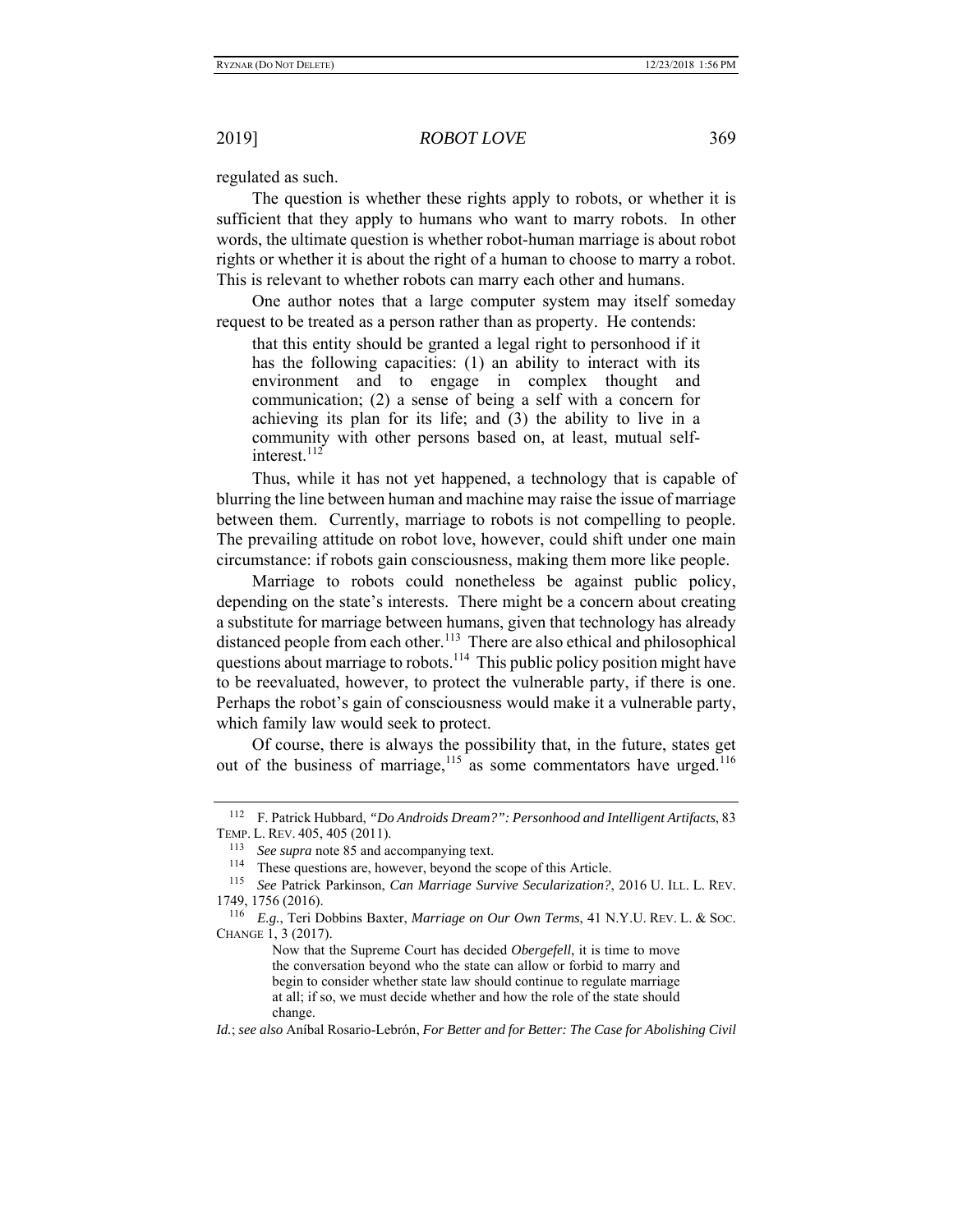regulated as such.

The question is whether these rights apply to robots, or whether it is sufficient that they apply to humans who want to marry robots. In other words, the ultimate question is whether robot-human marriage is about robot rights or whether it is about the right of a human to choose to marry a robot. This is relevant to whether robots can marry each other and humans.

One author notes that a large computer system may itself someday request to be treated as a person rather than as property. He contends:

> that this entity should be granted a legal right to personhood if it has the following capacities: (1) an ability to interact with its environment and to engage in complex thought and communication; (2) a sense of being a self with a concern for achieving its plan for its life; and (3) the ability to live in a community with other persons based on, at least, mutual self-interest.[112]

Thus, while it has not yet happened, a technology that is capable of blurring the line between human and machine may raise the issue of marriage between them. Currently, marriage to robots is not compelling to people. The prevailing attitude on robot love, however, could shift under one main circumstance: if robots gain consciousness, making them more like people.

Marriage to robots could nonetheless be against public policy, depending on the state's interests. There might be a concern about creating a substitute for marriage between humans, given that technology has already distanced people from each other.[113] There are also ethical and philosophical questions about marriage to robots.[114] This public policy position might have to be reevaluated, however, to protect the vulnerable party, if there is one. Perhaps the robot's gain of consciousness would make it a vulnerable party, which family law would seek to protect.

Of course, there is always the possibility that, in the future, states get out of the business of marriage,[115] as some commentators have urged.[116]

---

[112] F. Patrick Hubbard, *"Do Androids Dream?": Personhood and Intelligent Artifacts*, 83 TEMP. L. REV. 405, 405 (2011).

[113] *See supra* note 85 and accompanying text.

[114] These questions are, however, beyond the scope of this Article.

[115] *See* Patrick Parkinson, *Can Marriage Survive Secularization?*, 2016 U. ILL. L. REV. 1749, 1756 (2016).

[116] *E.g.*, Teri Dobbins Baxter, *Marriage on Our Own Terms*, 41 N.Y.U. REV. L. & SOC. CHANGE 1, 3 (2017).

> Now that the Supreme Court has decided *Obergefell*, it is time to move the conversation beyond who the state can allow or forbid to marry and begin to consider whether state law should continue to regulate marriage at all; if so, we must decide whether and how the role of the state should change.

*Id.*; *see also* Aníbal Rosario-Lebrón, *For Better and for Better: The Case for Abolishing Civil*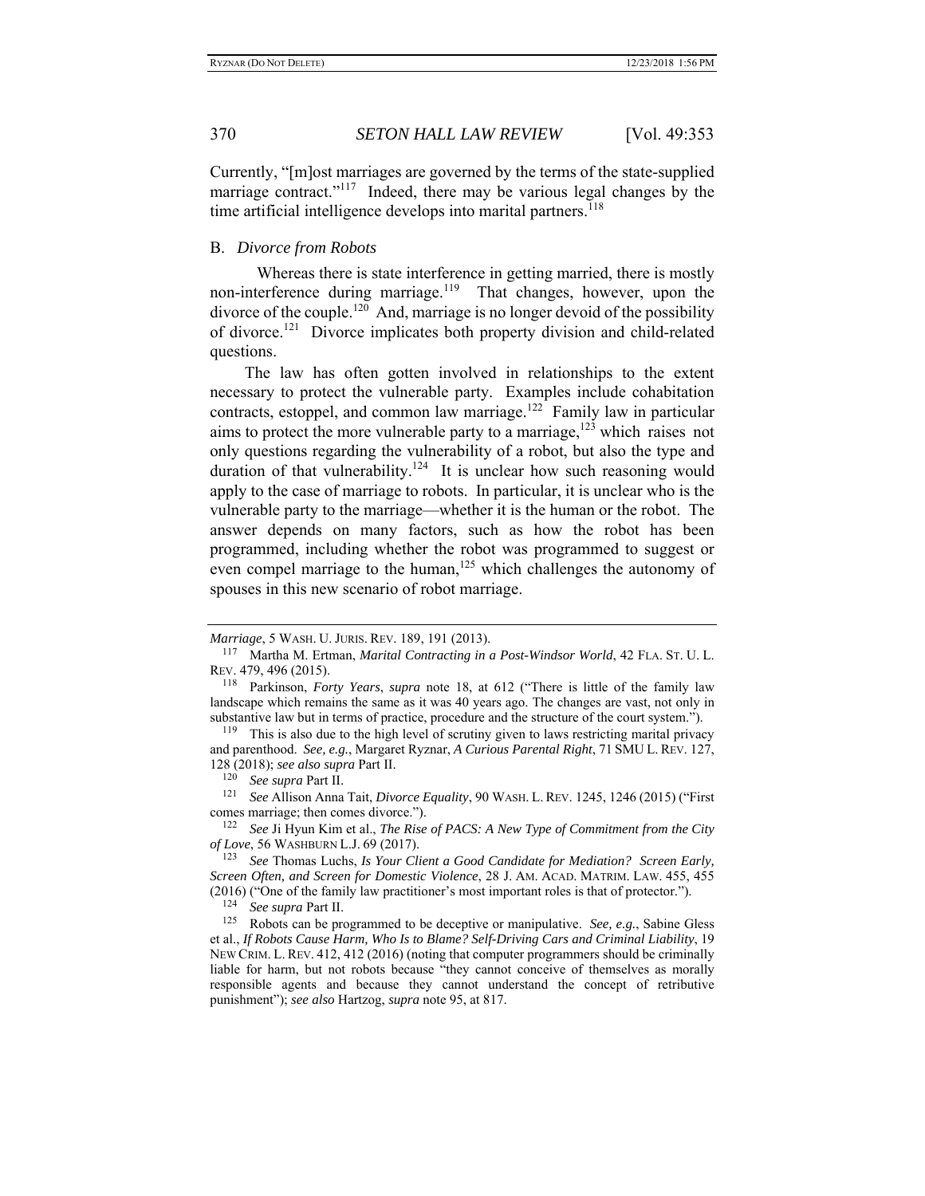Currently, "[m]ost marriages are governed by the terms of the state-supplied marriage contract."[117] Indeed, there may be various legal changes by the time artificial intelligence develops into marital partners.[118]

## B. *Divorce from Robots*

Whereas there is state interference in getting married, there is mostly non-interference during marriage.[119] That changes, however, upon the divorce of the couple.[120] And, marriage is no longer devoid of the possibility of divorce.[121] Divorce implicates both property division and child-related questions.

The law has often gotten involved in relationships to the extent necessary to protect the vulnerable party. Examples include cohabitation contracts, estoppel, and common law marriage.[122] Family law in particular aims to protect the more vulnerable party to a marriage,[123] which raises not only questions regarding the vulnerability of a robot, but also the type and duration of that vulnerability.[124] It is unclear how such reasoning would apply to the case of marriage to robots. In particular, it is unclear who is the vulnerable party to the marriage—whether it is the human or the robot. The answer depends on many factors, such as how the robot has been programmed, including whether the robot was programmed to suggest or even compel marriage to the human,[125] which challenges the autonomy of spouses in this new scenario of robot marriage.

---

*Marriage*, 5 WASH. U. JURIS. REV. 189, 191 (2013).

[117] Martha M. Ertman, *Marital Contracting in a Post-Windsor World*, 42 FLA. ST. U. L. REV. 479, 496 (2015).

[118] Parkinson, *Forty Years*, *supra* note 18, at 612 ("There is little of the family law landscape which remains the same as it was 40 years ago. The changes are vast, not only in substantive law but in terms of practice, procedure and the structure of the court system.").

[119] This is also due to the high level of scrutiny given to laws restricting marital privacy and parenthood. *See, e.g.*, Margaret Ryznar, *A Curious Parental Right*, 71 SMU L. REV. 127, 128 (2018); *see also supra* Part II.

[120] *See supra* Part II.

[121] *See* Allison Anna Tait, *Divorce Equality*, 90 WASH. L. REV. 1245, 1246 (2015) ("First comes marriage; then comes divorce.").

[122] *See* Ji Hyun Kim et al., *The Rise of PACS: A New Type of Commitment from the City of Love*, 56 WASHBURN L.J. 69 (2017).

[123] *See* Thomas Luchs, *Is Your Client a Good Candidate for Mediation? Screen Early, Screen Often, and Screen for Domestic Violence*, 28 J. AM. ACAD. MATRIM. LAW. 455, 455 (2016) ("One of the family law practitioner's most important roles is that of protector.").

[124] *See supra* Part II.

[125] Robots can be programmed to be deceptive or manipulative. *See, e.g.*, Sabine Gless et al., *If Robots Cause Harm, Who Is to Blame? Self-Driving Cars and Criminal Liability*, 19 NEW CRIM. L. REV. 412, 412 (2016) (noting that computer programmers should be criminally liable for harm, but not robots because "they cannot conceive of themselves as morally responsible agents and because they cannot understand the concept of retributive punishment"); *see also* Hartzog, *supra* note 95, at 817.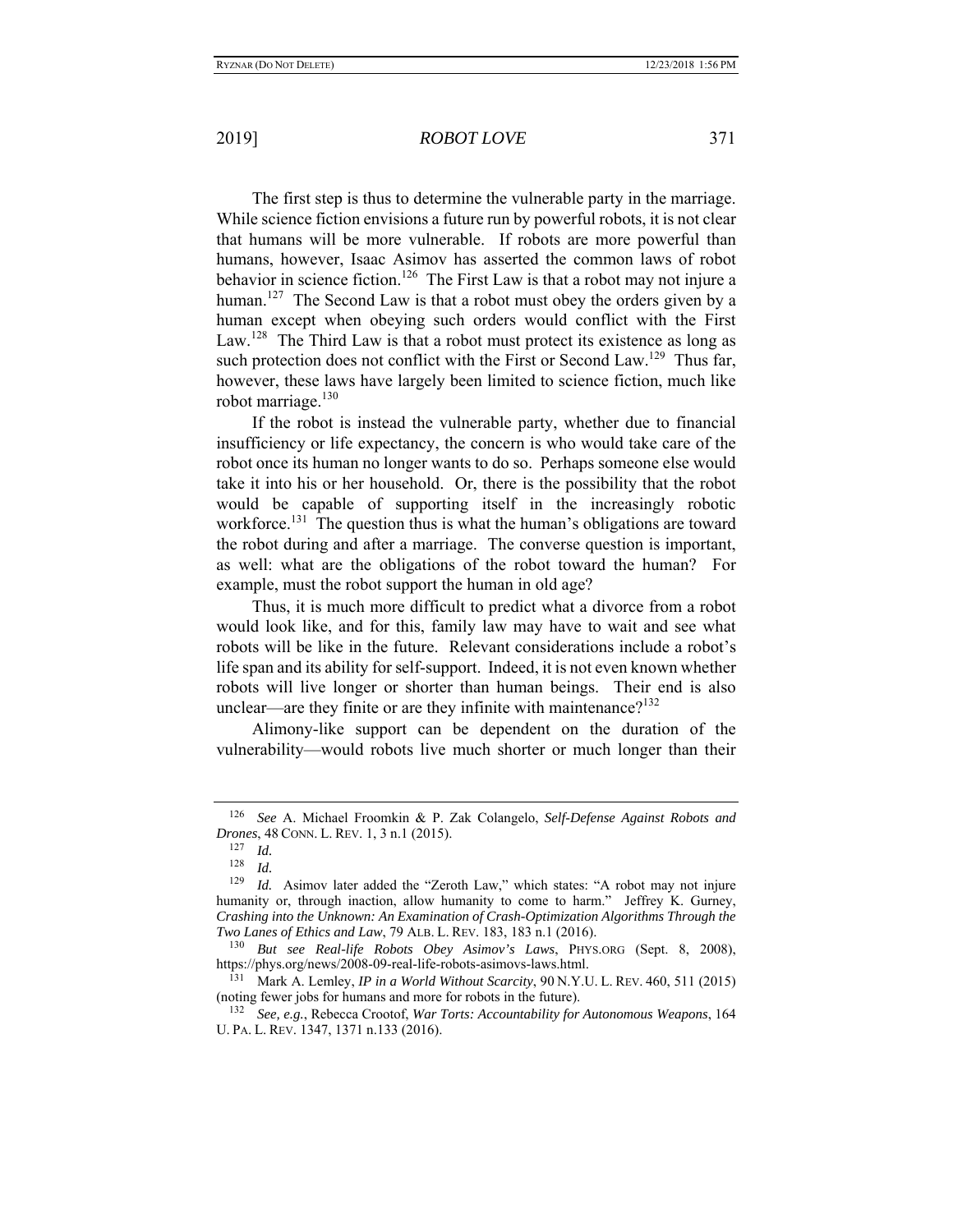The first step is thus to determine the vulnerable party in the marriage. While science fiction envisions a future run by powerful robots, it is not clear that humans will be more vulnerable. If robots are more powerful than humans, however, Isaac Asimov has asserted the common laws of robot behavior in science fiction.[126] The First Law is that a robot may not injure a human.[127] The Second Law is that a robot must obey the orders given by a human except when obeying such orders would conflict with the First Law.[128] The Third Law is that a robot must protect its existence as long as such protection does not conflict with the First or Second Law.[129] Thus far, however, these laws have largely been limited to science fiction, much like robot marriage.[130]

If the robot is instead the vulnerable party, whether due to financial insufficiency or life expectancy, the concern is who would take care of the robot once its human no longer wants to do so. Perhaps someone else would take it into his or her household. Or, there is the possibility that the robot would be capable of supporting itself in the increasingly robotic workforce.[131] The question thus is what the human's obligations are toward the robot during and after a marriage. The converse question is important, as well: what are the obligations of the robot toward the human? For example, must the robot support the human in old age?

Thus, it is much more difficult to predict what a divorce from a robot would look like, and for this, family law may have to wait and see what robots will be like in the future. Relevant considerations include a robot's life span and its ability for self-support. Indeed, it is not even known whether robots will live longer or shorter than human beings. Their end is also unclear—are they finite or are they infinite with maintenance?[132]

Alimony-like support can be dependent on the duration of the vulnerability—would robots live much shorter or much longer than their

---

[126] *See* A. Michael Froomkin & P. Zak Colangelo, *Self-Defense Against Robots and Drones*, 48 CONN. L. REV. 1, 3 n.1 (2015).

[127] *Id.*

[128] *Id.*

[129] *Id.* Asimov later added the "Zeroth Law," which states: "A robot may not injure humanity or, through inaction, allow humanity to come to harm." Jeffrey K. Gurney, *Crashing into the Unknown: An Examination of Crash-Optimization Algorithms Through the Two Lanes of Ethics and Law*, 79 ALB. L. REV. 183, 183 n.1 (2016).

[130] *But see Real-life Robots Obey Asimov's Laws*, PHYS.ORG (Sept. 8, 2008), https://phys.org/news/2008-09-real-life-robots-asimovs-laws.html.

[131] Mark A. Lemley, *IP in a World Without Scarcity*, 90 N.Y.U. L. REV. 460, 511 (2015) (noting fewer jobs for humans and more for robots in the future).

[132] *See, e.g.*, Rebecca Crootof, *War Torts: Accountability for Autonomous Weapons*, 164 U. PA. L. REV. 1347, 1371 n.133 (2016).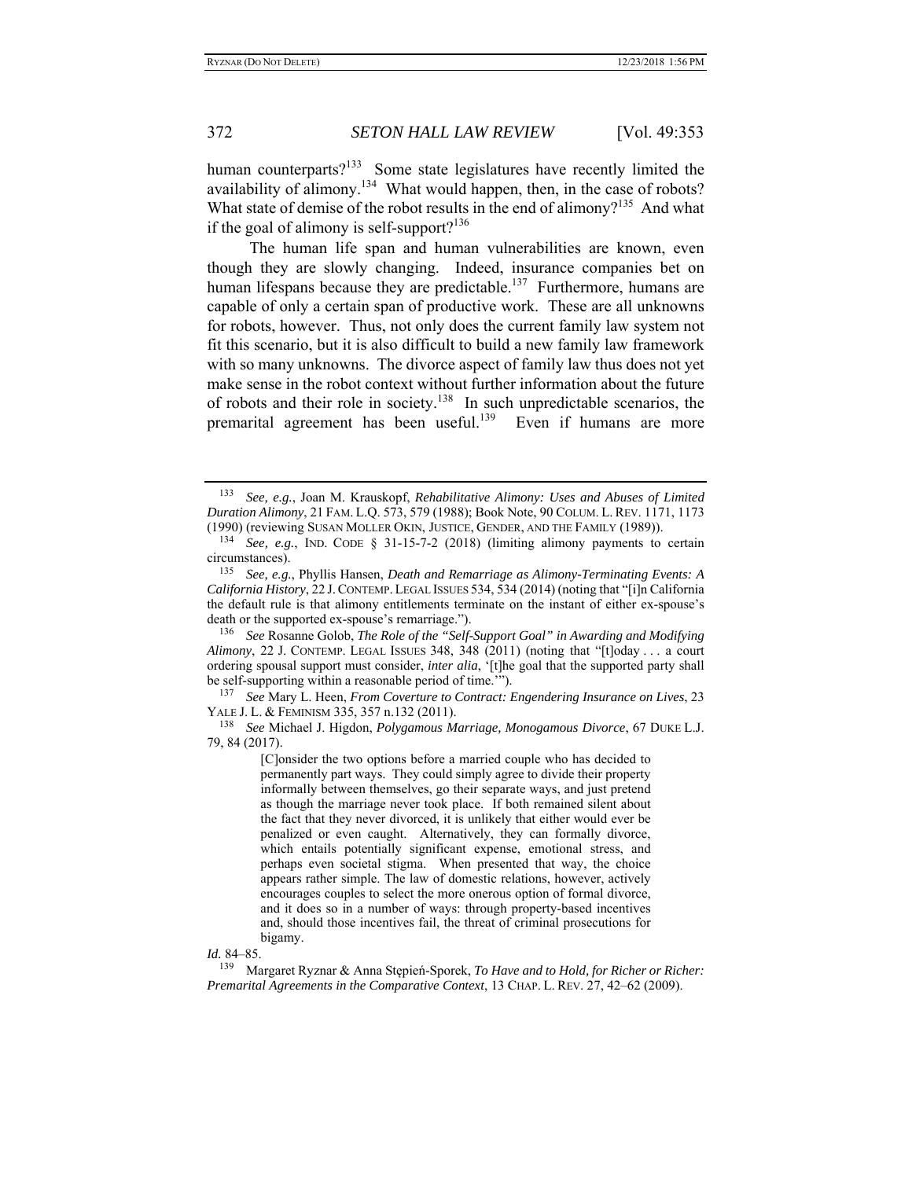human counterparts?[133] Some state legislatures have recently limited the availability of alimony.[134] What would happen, then, in the case of robots? What state of demise of the robot results in the end of alimony?[135] And what if the goal of alimony is self-support?[136]

The human life span and human vulnerabilities are known, even though they are slowly changing. Indeed, insurance companies bet on human lifespans because they are predictable.[137] Furthermore, humans are capable of only a certain span of productive work. These are all unknowns for robots, however. Thus, not only does the current family law system not fit this scenario, but it is also difficult to build a new family law framework with so many unknowns. The divorce aspect of family law thus does not yet make sense in the robot context without further information about the future of robots and their role in society.[138] In such unpredictable scenarios, the premarital agreement has been useful.[139] Even if humans are more

---

[133] *See, e.g.*, Joan M. Krauskopf, *Rehabilitative Alimony: Uses and Abuses of Limited Duration Alimony*, 21 FAM. L.Q. 573, 579 (1988); Book Note, 90 COLUM. L. REV. 1171, 1173 (1990) (reviewing SUSAN MOLLER OKIN, JUSTICE, GENDER, AND THE FAMILY (1989)).

[134] *See, e.g.*, IND. CODE § 31-15-7-2 (2018) (limiting alimony payments to certain circumstances).

[135] *See, e.g.*, Phyllis Hansen, *Death and Remarriage as Alimony-Terminating Events: A California History*, 22 J. CONTEMP. LEGAL ISSUES 534, 534 (2014) (noting that "[i]n California the default rule is that alimony entitlements terminate on the instant of either ex-spouse's death or the supported ex-spouse's remarriage.").

[136] *See* Rosanne Golob, *The Role of the "Self-Support Goal" in Awarding and Modifying Alimony*, 22 J. CONTEMP. LEGAL ISSUES 348, 348 (2011) (noting that "[t]oday . . . a court ordering spousal support must consider, *inter alia*, '[t]he goal that the supported party shall be self-supporting within a reasonable period of time.'").

[137] *See* Mary L. Heen, *From Coverture to Contract: Engendering Insurance on Lives*, 23 YALE J. L. & FEMINISM 335, 357 n.132 (2011).

[138] *See* Michael J. Higdon, *Polygamous Marriage, Monogamous Divorce*, 67 DUKE L.J. 79, 84 (2017).

> [C]onsider the two options before a married couple who has decided to permanently part ways. They could simply agree to divide their property informally between themselves, go their separate ways, and just pretend as though the marriage never took place. If both remained silent about the fact that they never divorced, it is unlikely that either would ever be penalized or even caught. Alternatively, they can formally divorce, which entails potentially significant expense, emotional stress, and perhaps even societal stigma. When presented that way, the choice appears rather simple. The law of domestic relations, however, actively encourages couples to select the more onerous option of formal divorce, and it does so in a number of ways: through property-based incentives and, should those incentives fail, the threat of criminal prosecutions for bigamy.

*Id.* 84–85.

[139] Margaret Ryznar & Anna Stępień-Sporek, *To Have and to Hold, for Richer or Richer: Premarital Agreements in the Comparative Context*, 13 CHAP. L. REV. 27, 42–62 (2009).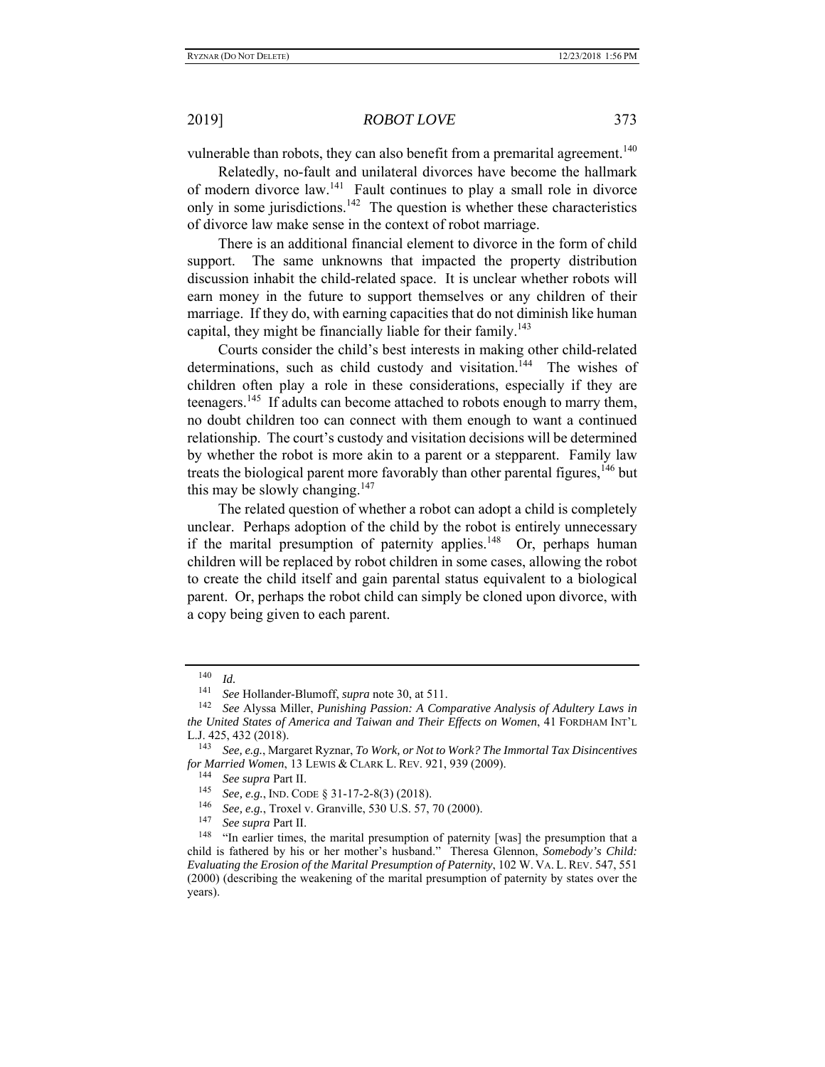vulnerable than robots, they can also benefit from a premarital agreement.[140]

Relatedly, no-fault and unilateral divorces have become the hallmark of modern divorce law.[141] Fault continues to play a small role in divorce only in some jurisdictions.[142] The question is whether these characteristics of divorce law make sense in the context of robot marriage.

There is an additional financial element to divorce in the form of child support. The same unknowns that impacted the property distribution discussion inhabit the child-related space. It is unclear whether robots will earn money in the future to support themselves or any children of their marriage. If they do, with earning capacities that do not diminish like human capital, they might be financially liable for their family.[143]

Courts consider the child's best interests in making other child-related determinations, such as child custody and visitation.[144] The wishes of children often play a role in these considerations, especially if they are teenagers.[145] If adults can become attached to robots enough to marry them, no doubt children too can connect with them enough to want a continued relationship. The court's custody and visitation decisions will be determined by whether the robot is more akin to a parent or a stepparent. Family law treats the biological parent more favorably than other parental figures,[146] but this may be slowly changing.[147]

The related question of whether a robot can adopt a child is completely unclear. Perhaps adoption of the child by the robot is entirely unnecessary if the marital presumption of paternity applies.[148] Or, perhaps human children will be replaced by robot children in some cases, allowing the robot to create the child itself and gain parental status equivalent to a biological parent. Or, perhaps the robot child can simply be cloned upon divorce, with a copy being given to each parent.

---

[140] *Id.*

[141] *See* Hollander-Blumoff, *supra* note 30, at 511.

[142] *See* Alyssa Miller, *Punishing Passion: A Comparative Analysis of Adultery Laws in the United States of America and Taiwan and Their Effects on Women*, 41 FORDHAM INT'L L.J. 425, 432 (2018).

[143] *See, e.g.*, Margaret Ryznar, *To Work, or Not to Work? The Immortal Tax Disincentives for Married Women*, 13 LEWIS & CLARK L. REV. 921, 939 (2009).

[144] *See supra* Part II.

[145] *See, e.g.*, IND. CODE § 31-17-2-8(3) (2018).

[146] *See, e.g.*, Troxel v. Granville, 530 U.S. 57, 70 (2000).

[147] *See supra* Part II.

[148] "In earlier times, the marital presumption of paternity [was] the presumption that a child is fathered by his or her mother's husband." Theresa Glennon, *Somebody's Child: Evaluating the Erosion of the Marital Presumption of Paternity*, 102 W. VA. L. REV. 547, 551 (2000) (describing the weakening of the marital presumption of paternity by states over the years).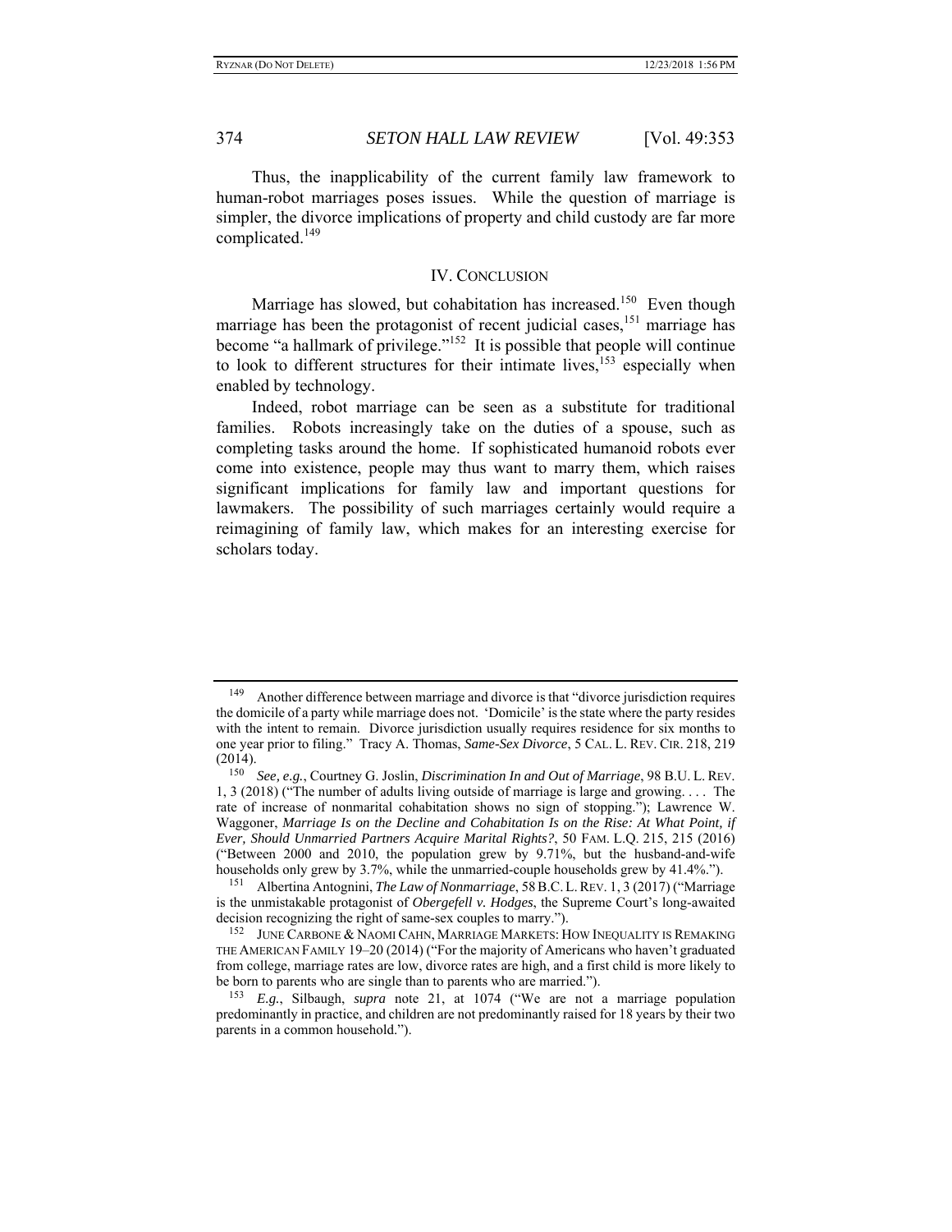Thus, the inapplicability of the current family law framework to human-robot marriages poses issues. While the question of marriage is simpler, the divorce implications of property and child custody are far more complicated.[149]

## IV. CONCLUSION

Marriage has slowed, but cohabitation has increased.[150] Even though marriage has been the protagonist of recent judicial cases,[151] marriage has become "a hallmark of privilege."[152] It is possible that people will continue to look to different structures for their intimate lives,[153] especially when enabled by technology.

Indeed, robot marriage can be seen as a substitute for traditional families. Robots increasingly take on the duties of a spouse, such as completing tasks around the home. If sophisticated humanoid robots ever come into existence, people may thus want to marry them, which raises significant implications for family law and important questions for lawmakers. The possibility of such marriages certainly would require a reimagining of family law, which makes for an interesting exercise for scholars today.

---

[149] Another difference between marriage and divorce is that "divorce jurisdiction requires the domicile of a party while marriage does not. 'Domicile' is the state where the party resides with the intent to remain. Divorce jurisdiction usually requires residence for six months to one year prior to filing." Tracy A. Thomas, *Same-Sex Divorce*, 5 CAL. L. REV. CIR. 218, 219 (2014).

[150] *See, e.g.*, Courtney G. Joslin, *Discrimination In and Out of Marriage*, 98 B.U. L. REV. 1, 3 (2018) ("The number of adults living outside of marriage is large and growing. . . . The rate of increase of nonmarital cohabitation shows no sign of stopping."); Lawrence W. Waggoner, *Marriage Is on the Decline and Cohabitation Is on the Rise: At What Point, if Ever, Should Unmarried Partners Acquire Marital Rights?*, 50 FAM. L.Q. 215, 215 (2016) ("Between 2000 and 2010, the population grew by 9.71%, but the husband-and-wife households only grew by 3.7%, while the unmarried-couple households grew by 41.4%.").

[151] Albertina Antognini, *The Law of Nonmarriage*, 58 B.C. L. REV. 1, 3 (2017) ("Marriage is the unmistakable protagonist of *Obergefell v. Hodges*, the Supreme Court's long-awaited decision recognizing the right of same-sex couples to marry.").

[152] JUNE CARBONE & NAOMI CAHN, MARRIAGE MARKETS: HOW INEQUALITY IS REMAKING THE AMERICAN FAMILY 19–20 (2014) ("For the majority of Americans who haven't graduated from college, marriage rates are low, divorce rates are high, and a first child is more likely to be born to parents who are single than to parents who are married.").

[153] *E.g.*, Silbaugh, *supra* note 21, at 1074 ("We are not a marriage population predominantly in practice, and children are not predominantly raised for 18 years by their two parents in a common household.").